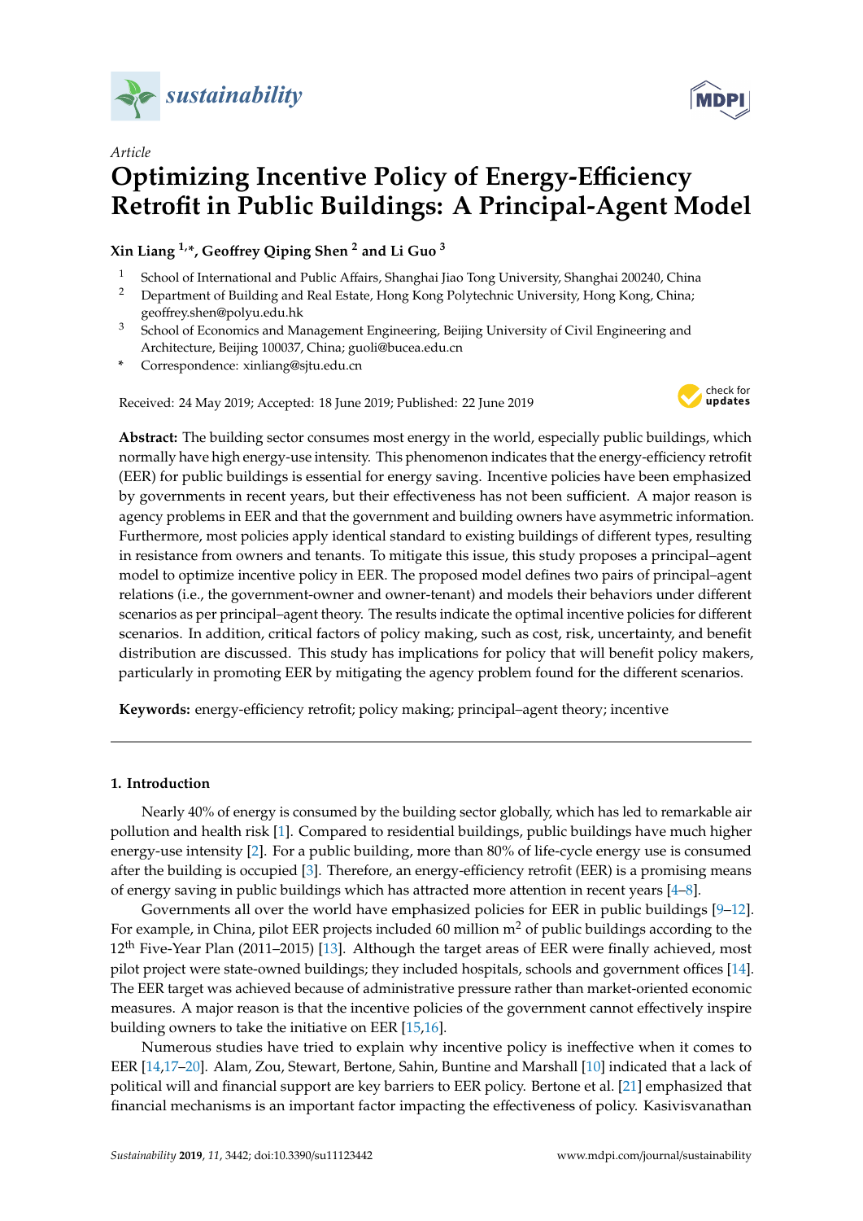*Article*

# Optimizing Incentive Policy of Energy-Efficiency Retrofit in Public Buildings: A Principal-Agent Model

**Xin Liang [1,*], Geoffrey Qiping Shen [2] and Li Guo [3]**

1 School of International and Public Affairs, Shanghai Jiao Tong University, Shanghai 200240, China
2 Department of Building and Real Estate, Hong Kong Polytechnic University, Hong Kong, China; geoffrey.shen@polyu.edu.hk
3 School of Economics and Management Engineering, Beijing University of Civil Engineering and Architecture, Beijing 100037, China; guoli@bucea.edu.cn
\* Correspondence: xinliang@sjtu.edu.cn

Received: 24 May 2019; Accepted: 18 June 2019; Published: 22 June 2019

**Abstract:** The building sector consumes most energy in the world, especially public buildings, which normally have high energy-use intensity. This phenomenon indicates that the energy-efficiency retrofit (EER) for public buildings is essential for energy saving. Incentive policies have been emphasized by governments in recent years, but their effectiveness has not been sufficient. A major reason is agency problems in EER and that the government and building owners have asymmetric information. Furthermore, most policies apply identical standard to existing buildings of different types, resulting in resistance from owners and tenants. To mitigate this issue, this study proposes a principal–agent model to optimize incentive policy in EER. The proposed model defines two pairs of principal–agent relations (i.e., the government-owner and owner-tenant) and models their behaviors under different scenarios as per principal–agent theory. The results indicate the optimal incentive policies for different scenarios. In addition, critical factors of policy making, such as cost, risk, uncertainty, and benefit distribution are discussed. This study has implications for policy that will benefit policy makers, particularly in promoting EER by mitigating the agency problem found for the different scenarios.

**Keywords:** energy-efficiency retrofit; policy making; principal–agent theory; incentive

---

## 1. Introduction

Nearly 40% of energy is consumed by the building sector globally, which has led to remarkable air pollution and health risk [1]. Compared to residential buildings, public buildings have much higher energy-use intensity [2]. For a public building, more than 80% of life-cycle energy use is consumed after the building is occupied [3]. Therefore, an energy-efficiency retrofit (EER) is a promising means of energy saving in public buildings which has attracted more attention in recent years [4–8].

Governments all over the world have emphasized policies for EER in public buildings [9–12]. For example, in China, pilot EER projects included 60 million $m^2$ of public buildings according to the 12th Five-Year Plan (2011–2015) [13]. Although the target areas of EER were finally achieved, most pilot project were state-owned buildings; they included hospitals, schools and government offices [14]. The EER target was achieved because of administrative pressure rather than market-oriented economic measures. A major reason is that the incentive policies of the government cannot effectively inspire building owners to take the initiative on EER [15,16].

Numerous studies have tried to explain why incentive policy is ineffective when it comes to EER [14,17–20]. Alam, Zou, Stewart, Bertone, Sahin, Buntine and Marshall [10] indicated that a lack of political will and financial support are key barriers to EER policy. Bertone et al. [21] emphasized that financial mechanisms is an important factor impacting the effectiveness of policy. Kasivisvanathan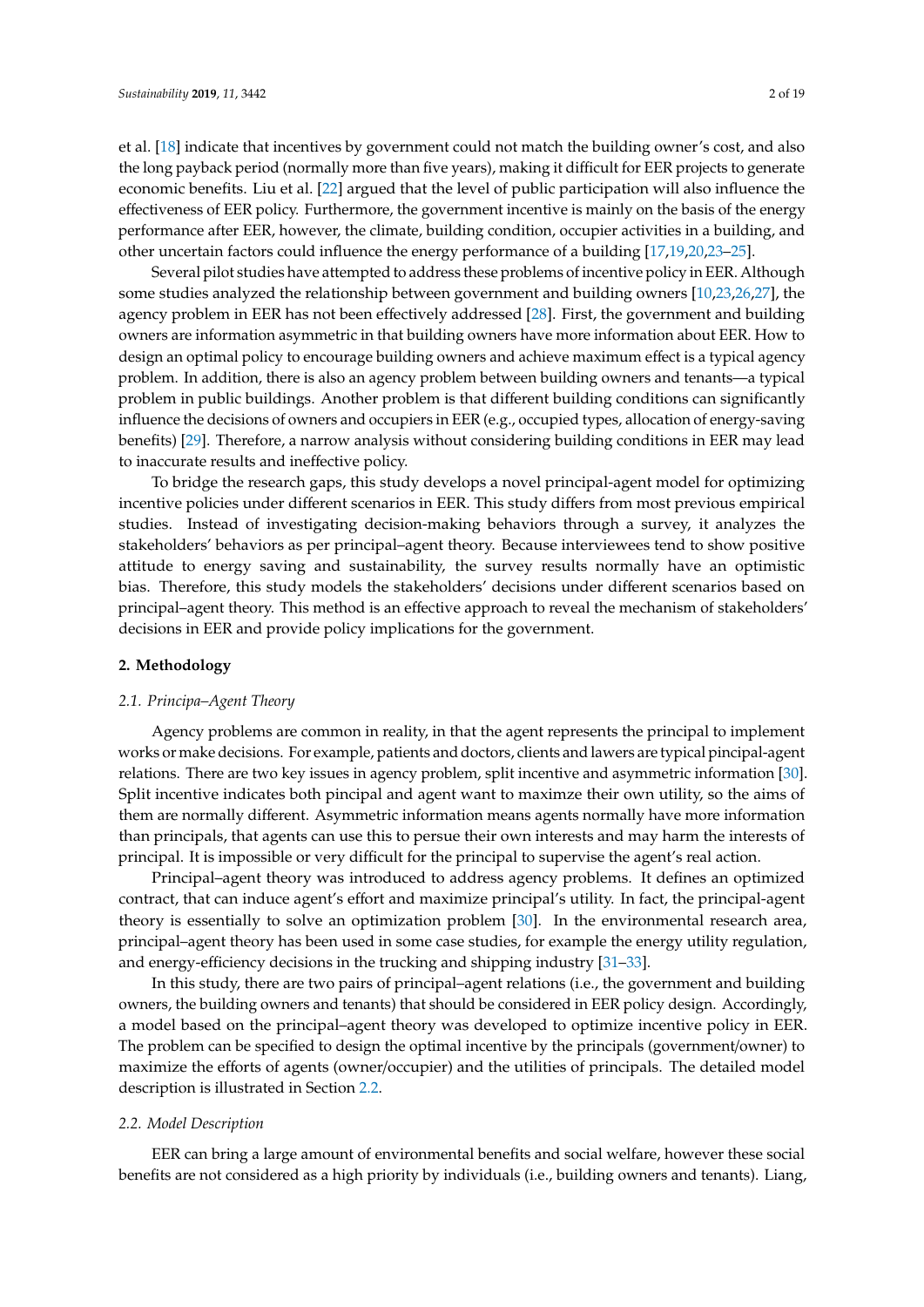et al. [18] indicate that incentives by government could not match the building owner's cost, and also the long payback period (normally more than five years), making it difficult for EER projects to generate economic benefits. Liu et al. [22] argued that the level of public participation will also influence the effectiveness of EER policy. Furthermore, the government incentive is mainly on the basis of the energy performance after EER, however, the climate, building condition, occupier activities in a building, and other uncertain factors could influence the energy performance of a building [17,19,20,23–25].

Several pilot studies have attempted to address these problems of incentive policy in EER. Although some studies analyzed the relationship between government and building owners [10,23,26,27], the agency problem in EER has not been effectively addressed [28]. First, the government and building owners are information asymmetric in that building owners have more information about EER. How to design an optimal policy to encourage building owners and achieve maximum effect is a typical agency problem. In addition, there is also an agency problem between building owners and tenants—a typical problem in public buildings. Another problem is that different building conditions can significantly influence the decisions of owners and occupiers in EER (e.g., occupied types, allocation of energy-saving benefits) [29]. Therefore, a narrow analysis without considering building conditions in EER may lead to inaccurate results and ineffective policy.

To bridge the research gaps, this study develops a novel principal-agent model for optimizing incentive policies under different scenarios in EER. This study differs from most previous empirical studies. Instead of investigating decision-making behaviors through a survey, it analyzes the stakeholders' behaviors as per principal–agent theory. Because interviewees tend to show positive attitude to energy saving and sustainability, the survey results normally have an optimistic bias. Therefore, this study models the stakeholders' decisions under different scenarios based on principal–agent theory. This method is an effective approach to reveal the mechanism of stakeholders' decisions in EER and provide policy implications for the government.

## 2. Methodology

### 2.1. Principa–Agent Theory

Agency problems are common in reality, in that the agent represents the principal to implement works or make decisions. For example, patients and doctors, clients and lawers are typical pincipal-agent relations. There are two key issues in agency problem, split incentive and asymmetric information [30]. Split incentive indicates both pincipal and agent want to maximze their own utility, so the aims of them are normally different. Asymmetric information means agents normally have more information than principals, that agents can use this to persue their own interests and may harm the interests of principal. It is impossible or very difficult for the principal to supervise the agent's real action.

Principal–agent theory was introduced to address agency problems. It defines an optimized contract, that can induce agent's effort and maximize principal's utility. In fact, the principal-agent theory is essentially to solve an optimization problem [30]. In the environmental research area, principal–agent theory has been used in some case studies, for example the energy utility regulation, and energy-efficiency decisions in the trucking and shipping industry [31–33].

In this study, there are two pairs of principal–agent relations (i.e., the government and building owners, the building owners and tenants) that should be considered in EER policy design. Accordingly, a model based on the principal–agent theory was developed to optimize incentive policy in EER. The problem can be specified to design the optimal incentive by the principals (government/owner) to maximize the efforts of agents (owner/occupier) and the utilities of principals. The detailed model description is illustrated in Section 2.2.

### 2.2. Model Description

EER can bring a large amount of environmental benefits and social welfare, however these social benefits are not considered as a high priority by individuals (i.e., building owners and tenants). Liang,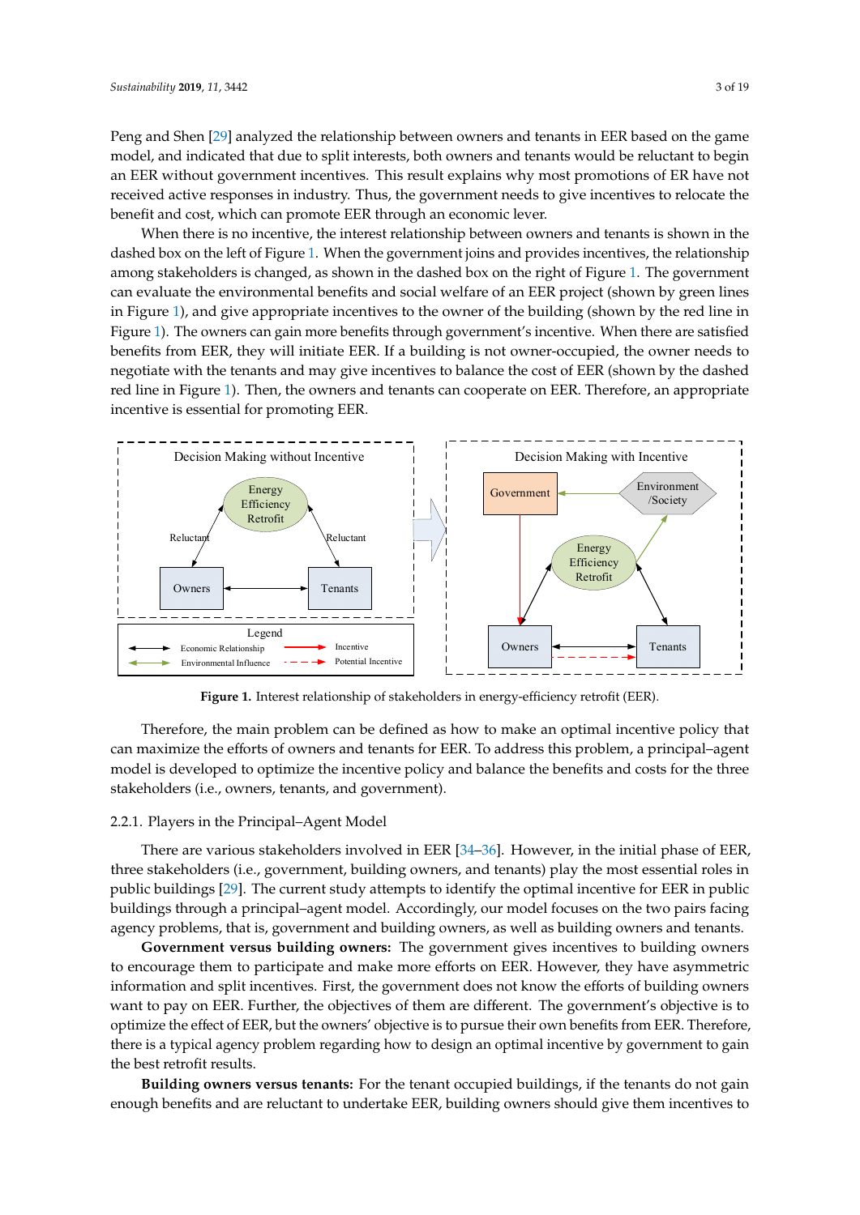Peng and Shen [29] analyzed the relationship between owners and tenants in EER based on the game model, and indicated that due to split interests, both owners and tenants would be reluctant to begin an EER without government incentives. This result explains why most promotions of ER have not received active responses in industry. Thus, the government needs to give incentives to relocate the benefit and cost, which can promote EER through an economic lever.

When there is no incentive, the interest relationship between owners and tenants is shown in the dashed box on the left of Figure 1. When the government joins and provides incentives, the relationship among stakeholders is changed, as shown in the dashed box on the right of Figure 1. The government can evaluate the environmental benefits and social welfare of an EER project (shown by green lines in Figure 1), and give appropriate incentives to the owner of the building (shown by the red line in Figure 1). The owners can gain more benefits through government's incentive. When there are satisfied benefits from EER, they will initiate EER. If a building is not owner-occupied, the owner needs to negotiate with the tenants and may give incentives to balance the cost of EER (shown by the dashed red line in Figure 1). Then, the owners and tenants can cooperate on EER. Therefore, an appropriate incentive is essential for promoting EER.

**Figure 1.** Interest relationship of stakeholders in energy-efficiency retrofit (EER).

Therefore, the main problem can be defined as how to make an optimal incentive policy that can maximize the efforts of owners and tenants for EER. To address this problem, a principal–agent model is developed to optimize the incentive policy and balance the benefits and costs for the three stakeholders (i.e., owners, tenants, and government).

### 2.2.1. Players in the Principal–Agent Model

There are various stakeholders involved in EER [34–36]. However, in the initial phase of EER, three stakeholders (i.e., government, building owners, and tenants) play the most essential roles in public buildings [29]. The current study attempts to identify the optimal incentive for EER in public buildings through a principal–agent model. Accordingly, our model focuses on the two pairs facing agency problems, that is, government and building owners, as well as building owners and tenants.

**Government versus building owners:** The government gives incentives to building owners to encourage them to participate and make more efforts on EER. However, they have asymmetric information and split incentives. First, the government does not know the efforts of building owners want to pay on EER. Further, the objectives of them are different. The government's objective is to optimize the effect of EER, but the owners' objective is to pursue their own benefits from EER. Therefore, there is a typical agency problem regarding how to design an optimal incentive by government to gain the best retrofit results.

**Building owners versus tenants:** For the tenant occupied buildings, if the tenants do not gain enough benefits and are reluctant to undertake EER, building owners should give them incentives to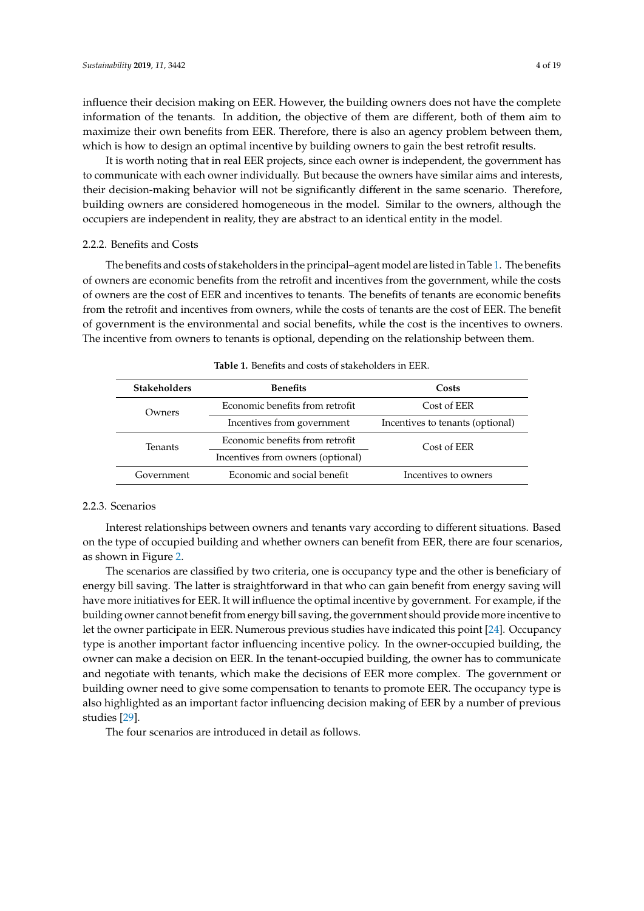influence their decision making on EER. However, the building owners does not have the complete information of the tenants. In addition, the objective of them are different, both of them aim to maximize their own benefits from EER. Therefore, there is also an agency problem between them, which is how to design an optimal incentive by building owners to gain the best retrofit results.

It is worth noting that in real EER projects, since each owner is independent, the government has to communicate with each owner individually. But because the owners have similar aims and interests, their decision-making behavior will not be significantly different in the same scenario. Therefore, building owners are considered homogeneous in the model. Similar to the owners, although the occupiers are independent in reality, they are abstract to an identical entity in the model.

### 2.2.2. Benefits and Costs

The benefits and costs of stakeholders in the principal–agent model are listed in Table 1. The benefits of owners are economic benefits from the retrofit and incentives from the government, while the costs of owners are the cost of EER and incentives to tenants. The benefits of tenants are economic benefits from the retrofit and incentives from owners, while the costs of tenants are the cost of EER. The benefit of government is the environmental and social benefits, while the cost is the incentives to owners. The incentive from owners to tenants is optional, depending on the relationship between them.

**Table 1.** Benefits and costs of stakeholders in EER.

| Stakeholders | Benefits | Costs |
| --- | --- | --- |
| Owners | Economic benefits from retrofit | Cost of EER |
| | Incentives from government | Incentives to tenants (optional) |
| Tenants | Economic benefits from retrofit | Cost of EER |
| | Incentives from owners (optional) | |
| Government | Economic and social benefit | Incentives to owners |

### 2.2.3. Scenarios

Interest relationships between owners and tenants vary according to different situations. Based on the type of occupied building and whether owners can benefit from EER, there are four scenarios, as shown in Figure 2.

The scenarios are classified by two criteria, one is occupancy type and the other is beneficiary of energy bill saving. The latter is straightforward in that who can gain benefit from energy saving will have more initiatives for EER. It will influence the optimal incentive by government. For example, if the building owner cannot benefit from energy bill saving, the government should provide more incentive to let the owner participate in EER. Numerous previous studies have indicated this point [24]. Occupancy type is another important factor influencing incentive policy. In the owner-occupied building, the owner can make a decision on EER. In the tenant-occupied building, the owner has to communicate and negotiate with tenants, which make the decisions of EER more complex. The government or building owner need to give some compensation to tenants to promote EER. The occupancy type is also highlighted as an important factor influencing decision making of EER by a number of previous studies [29].

The four scenarios are introduced in detail as follows.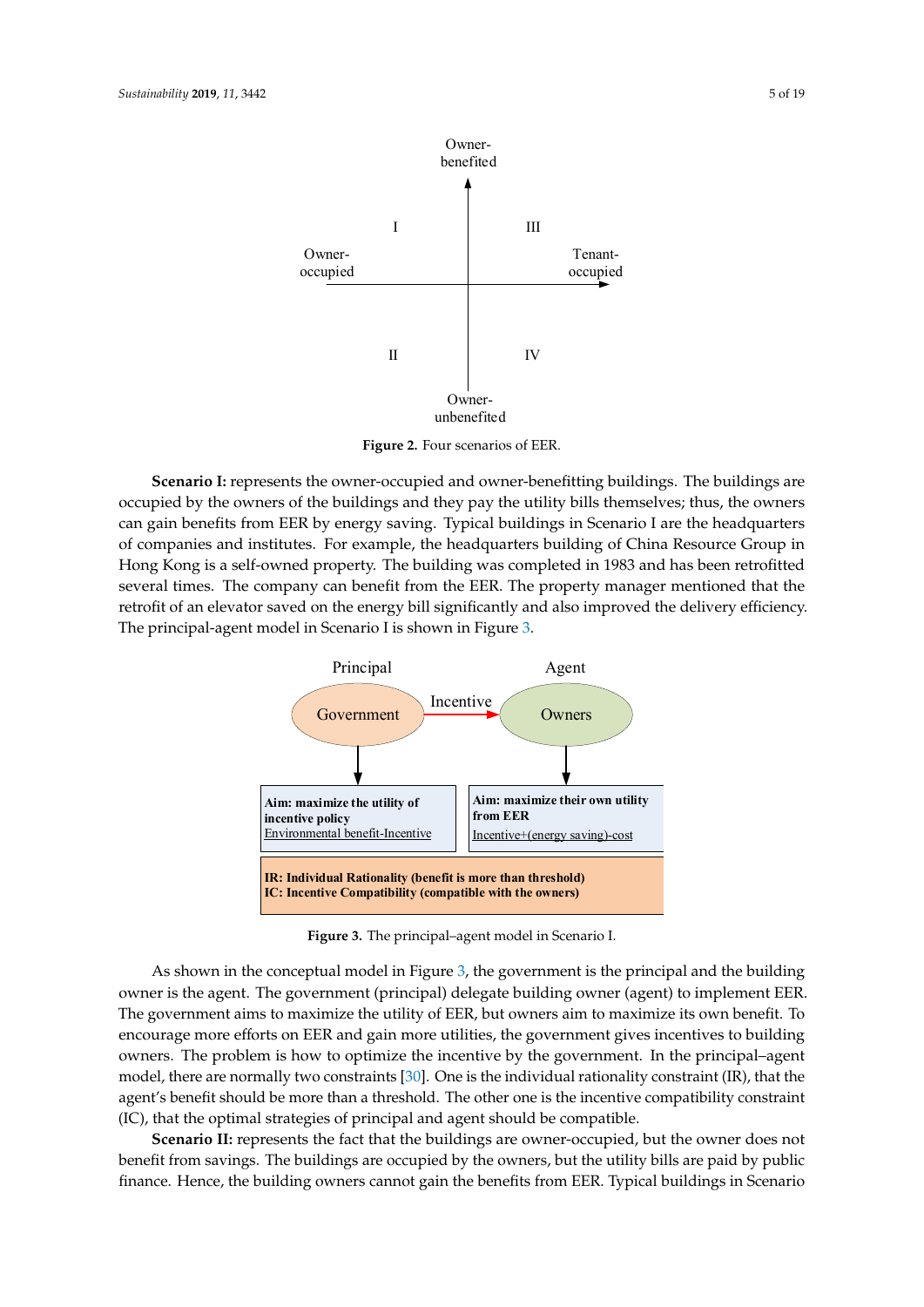Figure 2. Four scenarios of EER.

**Scenario I:** represents the owner-occupied and owner-benefitting buildings. The buildings are occupied by the owners of the buildings and they pay the utility bills themselves; thus, the owners can gain benefits from EER by energy saving. Typical buildings in Scenario I are the headquarters of companies and institutes. For example, the headquarters building of China Resource Group in Hong Kong is a self-owned property. The building was completed in 1983 and has been retrofitted several times. The company can benefit from the EER. The property manager mentioned that the retrofit of an elevator saved on the energy bill significantly and also improved the delivery efficiency. The principal-agent model in Scenario I is shown in Figure 3.

Figure 3. The principal–agent model in Scenario I.

As shown in the conceptual model in Figure 3, the government is the principal and the building owner is the agent. The government (principal) delegate building owner (agent) to implement EER. The government aims to maximize the utility of EER, but owners aim to maximize its own benefit. To encourage more efforts on EER and gain more utilities, the government gives incentives to building owners. The problem is how to optimize the incentive by the government. In the principal–agent model, there are normally two constraints [30]. One is the individual rationality constraint (IR), that the agent's benefit should be more than a threshold. The other one is the incentive compatibility constraint (IC), that the optimal strategies of principal and agent should be compatible.

**Scenario II:** represents the fact that the buildings are owner-occupied, but the owner does not benefit from savings. The buildings are occupied by the owners, but the utility bills are paid by public finance. Hence, the building owners cannot gain the benefits from EER. Typical buildings in Scenario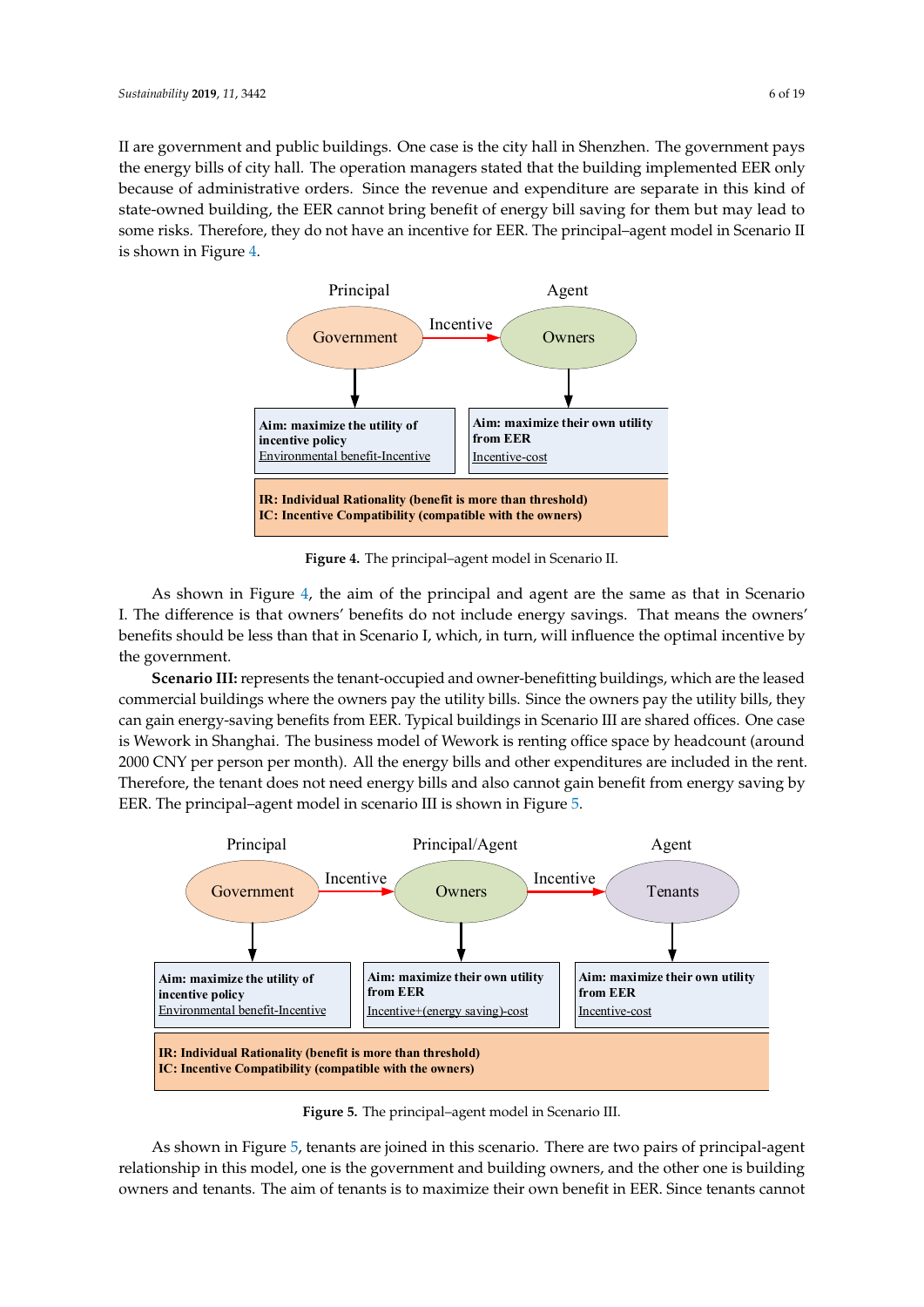II are government and public buildings. One case is the city hall in Shenzhen. The government pays the energy bills of city hall. The operation managers stated that the building implemented EER only because of administrative orders. Since the revenue and expenditure are separate in this kind of state-owned building, the EER cannot bring benefit of energy bill saving for them but may lead to some risks. Therefore, they do not have an incentive for EER. The principal–agent model in Scenario II is shown in Figure 4.

Principal

Agent

Government

Incentive

Owners

**Aim: maximize the utility of incentive policy**
Environmental benefit-Incentive

**Aim: maximize their own utility from EER**
Incentive-cost

**IR: Individual Rationality (benefit is more than threshold)**
**IC: Incentive Compatibility (compatible with the owners)**

**Figure 4.** The principal–agent model in Scenario II.

As shown in Figure 4, the aim of the principal and agent are the same as that in Scenario I. The difference is that owners' benefits do not include energy savings. That means the owners' benefits should be less than that in Scenario I, which, in turn, will influence the optimal incentive by the government.

**Scenario III:** represents the tenant-occupied and owner-benefitting buildings, which are the leased commercial buildings where the owners pay the utility bills. Since the owners pay the utility bills, they can gain energy-saving benefits from EER. Typical buildings in Scenario III are shared offices. One case is Wework in Shanghai. The business model of Wework is renting office space by headcount (around 2000 CNY per person per month). All the energy bills and other expenditures are included in the rent. Therefore, the tenant does not need energy bills and also cannot gain benefit from energy saving by EER. The principal–agent model in scenario III is shown in Figure 5.

Principal

Principal/Agent

Agent

Government

Incentive

Owners

Incentive

Tenants

**Aim: maximize the utility of incentive policy**
Environmental benefit-Incentive

**Aim: maximize their own utility from EER**
Incentive+(energy saving)-cost

**Aim: maximize their own utility from EER**
Incentive-cost

**IR: Individual Rationality (benefit is more than threshold)**
**IC: Incentive Compatibility (compatible with the owners)**

**Figure 5.** The principal–agent model in Scenario III.

As shown in Figure 5, tenants are joined in this scenario. There are two pairs of principal-agent relationship in this model, one is the government and building owners, and the other one is building owners and tenants. The aim of tenants is to maximize their own benefit in EER. Since tenants cannot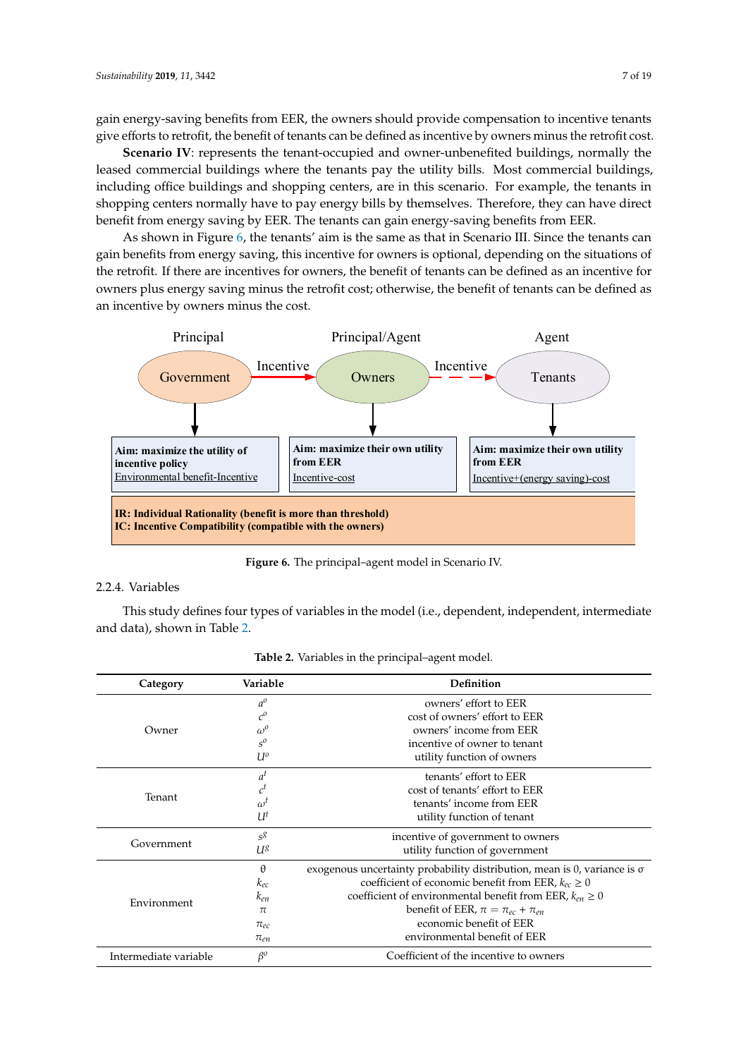gain energy-saving benefits from EER, the owners should provide compensation to incentive tenants give efforts to retrofit, the benefit of tenants can be defined as incentive by owners minus the retrofit cost.

**Scenario IV**: represents the tenant-occupied and owner-unbenefited buildings, normally the leased commercial buildings where the tenants pay the utility bills. Most commercial buildings, including office buildings and shopping centers, are in this scenario. For example, the tenants in shopping centers normally have to pay energy bills by themselves. Therefore, they can have direct benefit from energy saving by EER. The tenants can gain energy-saving benefits from EER.

As shown in Figure 6, the tenants' aim is the same as that in Scenario III. Since the tenants can gain benefits from energy saving, this incentive for owners is optional, depending on the situations of the retrofit. If there are incentives for owners, the benefit of tenants can be defined as an incentive for owners plus energy saving minus the retrofit cost; otherwise, the benefit of tenants can be defined as an incentive by owners minus the cost.

Principal — Government —Incentive→ Principal/Agent — Owners —Incentive→ Agent — Tenants

**Aim: maximize the utility of incentive policy** Environmental benefit-Incentive

**Aim: maximize their own utility from EER** Incentive-cost

**Aim: maximize their own utility from EER** Incentive+(energy saving)-cost

**IR: Individual Rationality (benefit is more than threshold)**
**IC: Incentive Compatibility (compatible with the owners)**

**Figure 6.** The principal–agent model in Scenario IV.

#### 2.2.4. Variables

This study defines four types of variables in the model (i.e., dependent, independent, intermediate and data), shown in Table 2.

**Table 2.** Variables in the principal–agent model.

| Category | Variable | Definition |
|---|---|---|
| Owner | $a^o$ | owners' effort to EER |
| | $c^o$ | cost of owners' effort to EER |
| | $\omega^o$ | owners' income from EER |
| | $s^o$ | incentive of owner to tenant |
| | $U^o$ | utility function of owners |
| Tenant | $a^t$ | tenants' effort to EER |
| | $c^t$ | cost of tenants' effort to EER |
| | $\omega^t$ | tenants' income from EER |
| | $U^t$ | utility function of tenant |
| Government | $s^g$ | incentive of government to owners |
| | $U^g$ | utility function of government |
| Environment | $\theta$ | exogenous uncertainty probability distribution, mean is 0, variance is $\sigma$ |
| | $k_{ec}$ | coefficient of economic benefit from EER, $k_{ec} \geq 0$ |
| | $k_{en}$ | coefficient of environmental benefit from EER, $k_{en} \geq 0$ |
| | $\pi$ | benefit of EER, $\pi = \pi_{ec} + \pi_{en}$ |
| | $\pi_{ec}$ | economic benefit of EER |
| | $\pi_{en}$ | environmental benefit of EER |
| Intermediate variable | $\beta^o$ | Coefficient of the incentive to owners |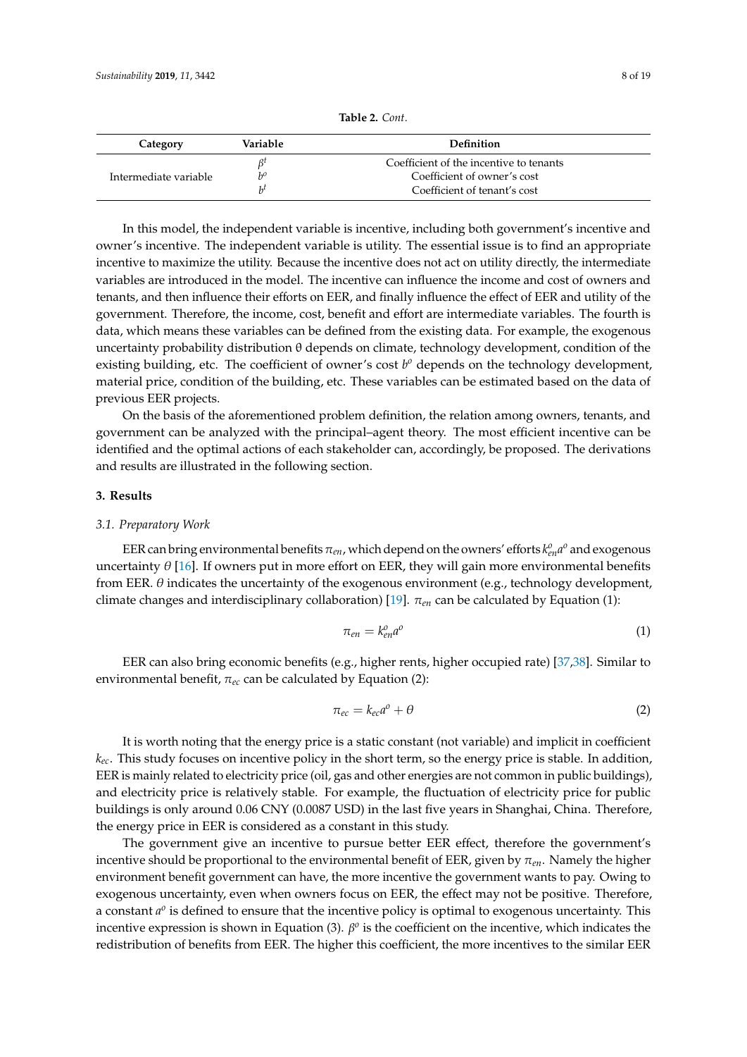**Table 2.** *Cont.*

| Category | Variable | Definition |
|---|---|---|
| Intermediate variable | $\beta^t$ | Coefficient of the incentive to tenants |
| | $b^o$ | Coefficient of owner's cost |
| | $b^t$ | Coefficient of tenant's cost |

In this model, the independent variable is incentive, including both government's incentive and owner's incentive. The independent variable is utility. The essential issue is to find an appropriate incentive to maximize the utility. Because the incentive does not act on utility directly, the intermediate variables are introduced in the model. The incentive can influence the income and cost of owners and tenants, and then influence their efforts on EER, and finally influence the effect of EER and utility of the government. Therefore, the income, cost, benefit and effort are intermediate variables. The fourth is data, which means these variables can be defined from the existing data. For example, the exogenous uncertainty probability distribution θ depends on climate, technology development, condition of the existing building, etc. The coefficient of owner's cost $b^o$ depends on the technology development, material price, condition of the building, etc. These variables can be estimated based on the data of previous EER projects.

On the basis of the aforementioned problem definition, the relation among owners, tenants, and government can be analyzed with the principal–agent theory. The most efficient incentive can be identified and the optimal actions of each stakeholder can, accordingly, be proposed. The derivations and results are illustrated in the following section.

## 3. Results

### *3.1. Preparatory Work*

EER can bring environmental benefits $\pi_{en}$, which depend on the owners' efforts $k_{en}^o a^o$ and exogenous uncertainty $\theta$ [16]. If owners put in more effort on EER, they will gain more environmental benefits from EER. $\theta$ indicates the uncertainty of the exogenous environment (e.g., technology development, climate changes and interdisciplinary collaboration) [19]. $\pi_{en}$ can be calculated by Equation (1):

$$\pi_{en} = k_{en}^o a^o \tag{1}$$

EER can also bring economic benefits (e.g., higher rents, higher occupied rate) [37,38]. Similar to environmental benefit, $\pi_{ec}$ can be calculated by Equation (2):

$$\pi_{ec} = k_{ec} a^o + \theta \tag{2}$$

It is worth noting that the energy price is a static constant (not variable) and implicit in coefficient $k_{ec}$. This study focuses on incentive policy in the short term, so the energy price is stable. In addition, EER is mainly related to electricity price (oil, gas and other energies are not common in public buildings), and electricity price is relatively stable. For example, the fluctuation of electricity price for public buildings is only around 0.06 CNY (0.0087 USD) in the last five years in Shanghai, China. Therefore, the energy price in EER is considered as a constant in this study.

The government give an incentive to pursue better EER effect, therefore the government's incentive should be proportional to the environmental benefit of EER, given by $\pi_{en}$. Namely the higher environment benefit government can have, the more incentive the government wants to pay. Owing to exogenous uncertainty, even when owners focus on EER, the effect may not be positive. Therefore, a constant $a^o$ is defined to ensure that the incentive policy is optimal to exogenous uncertainty. This incentive expression is shown in Equation (3). $\beta^o$ is the coefficient on the incentive, which indicates the redistribution of benefits from EER. The higher this coefficient, the more incentives to the similar EER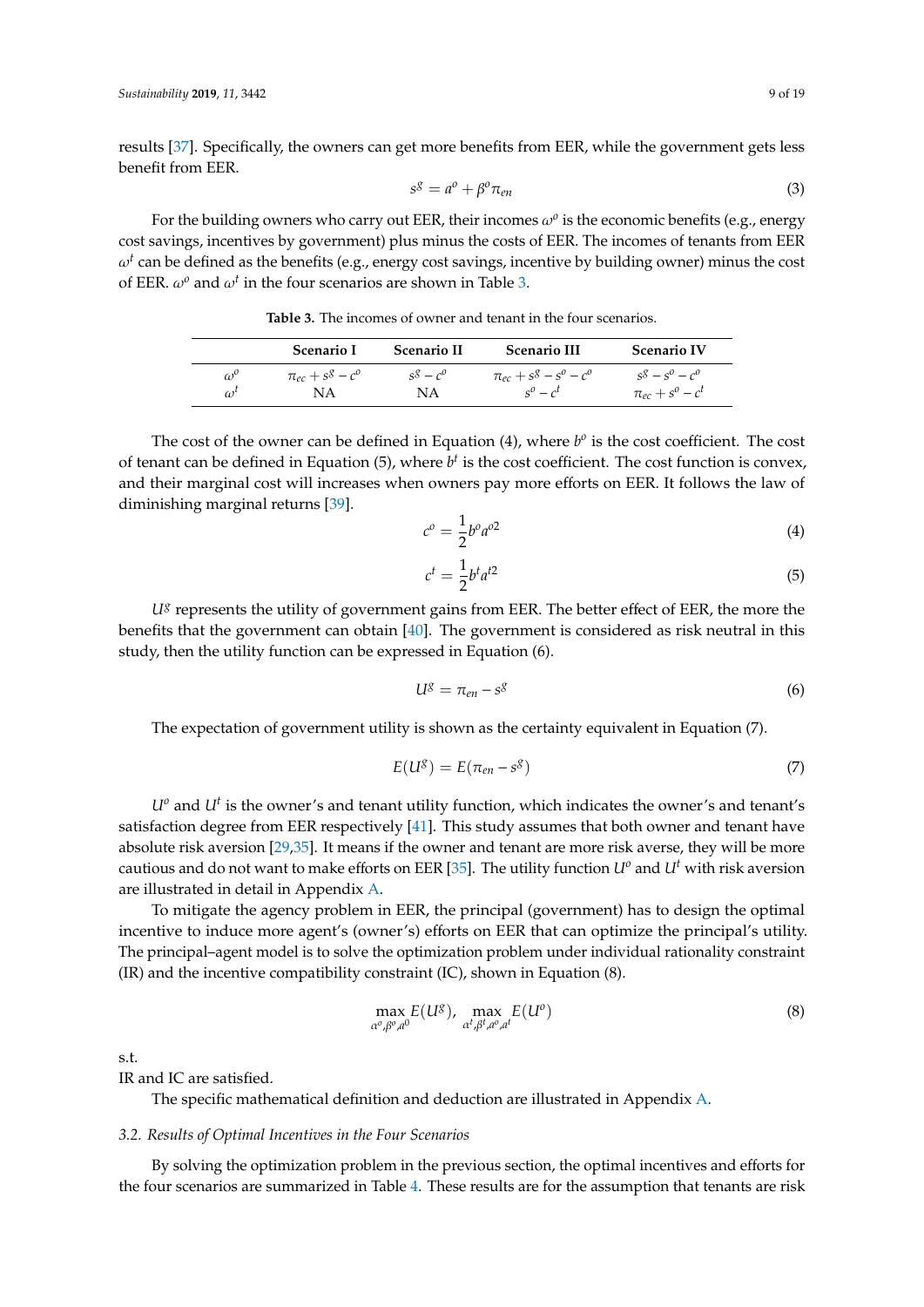results [37]. Specifically, the owners can get more benefits from EER, while the government gets less benefit from EER.

$$s^g = a^o + \beta^o \pi_{en} \tag{3}$$

For the building owners who carry out EER, their incomes $\omega^o$ is the economic benefits (e.g., energy cost savings, incentives by government) plus minus the costs of EER. The incomes of tenants from EER $\omega^t$ can be defined as the benefits (e.g., energy cost savings, incentive by building owner) minus the cost of EER. $\omega^o$ and $\omega^t$ in the four scenarios are shown in Table 3.

**Table 3.** The incomes of owner and tenant in the four scenarios.

| | Scenario I | Scenario II | Scenario III | Scenario IV |
|---|---|---|---|---|
| $\omega^o$ | $\pi_{ec} + s^g - c^o$ | $s^g - c^o$ | $\pi_{ec} + s^g - s^o - c^o$ | $s^g - s^o - c^o$ |
| $\omega^t$ | NA | NA | $s^o - c^t$ | $\pi_{ec} + s^o - c^t$ |

The cost of the owner can be defined in Equation (4), where $b^o$ is the cost coefficient. The cost of tenant can be defined in Equation (5), where $b^t$ is the cost coefficient. The cost function is convex, and their marginal cost will increases when owners pay more efforts on EER. It follows the law of diminishing marginal returns [39].

$$c^o = \frac{1}{2} b^o a^{o2} \tag{4}$$

$$c^t = \frac{1}{2} b^t a^{t2} \tag{5}$$

$U^g$ represents the utility of government gains from EER. The better effect of EER, the more the benefits that the government can obtain [40]. The government is considered as risk neutral in this study, then the utility function can be expressed in Equation (6).

$$U^g = \pi_{en} - s^g \tag{6}$$

The expectation of government utility is shown as the certainty equivalent in Equation (7).

$$E(U^g) = E(\pi_{en} - s^g) \tag{7}$$

$U^o$ and $U^t$ is the owner's and tenant utility function, which indicates the owner's and tenant's satisfaction degree from EER respectively [41]. This study assumes that both owner and tenant have absolute risk aversion [29,35]. It means if the owner and tenant are more risk averse, they will be more cautious and do not want to make efforts on EER [35]. The utility function $U^o$ and $U^t$ with risk aversion are illustrated in detail in Appendix A.

To mitigate the agency problem in EER, the principal (government) has to design the optimal incentive to induce more agent's (owner's) efforts on EER that can optimize the principal's utility. The principal–agent model is to solve the optimization problem under individual rationality constraint (IR) and the incentive compatibility constraint (IC), shown in Equation (8).

$$\max_{\alpha^o, \beta^o, a^0} E(U^g), \ \max_{\alpha^t, \beta^t, a^o, a^t} E(U^o) \tag{8}$$

s.t.

IR and IC are satisfied.

The specific mathematical definition and deduction are illustrated in Appendix A.

### *3.2. Results of Optimal Incentives in the Four Scenarios*

By solving the optimization problem in the previous section, the optimal incentives and efforts for the four scenarios are summarized in Table 4. These results are for the assumption that tenants are risk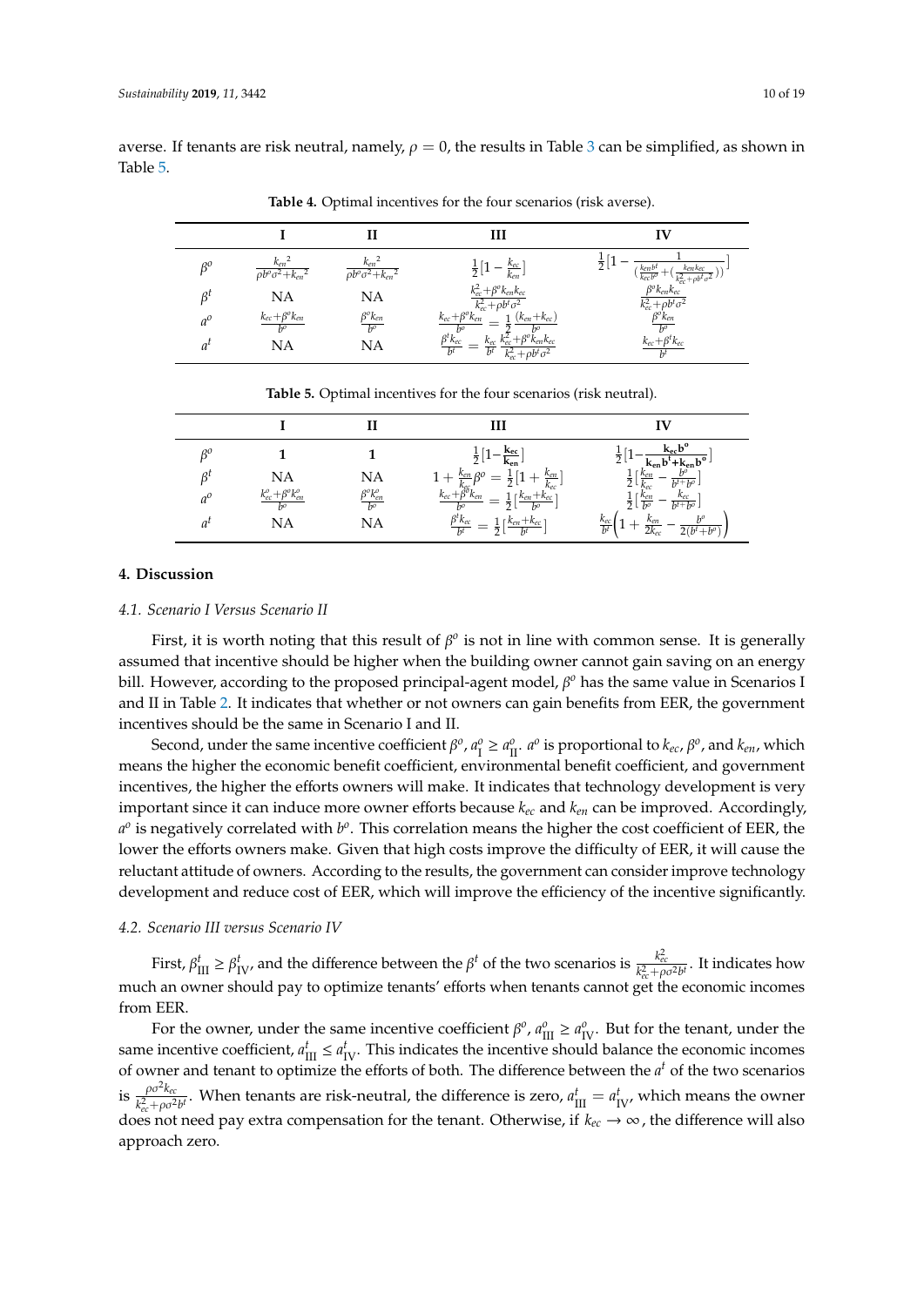averse. If tenants are risk neutral, namely, $\rho = 0$, the results in Table 3 can be simplified, as shown in Table 5.

**Table 4.** Optimal incentives for the four scenarios (risk averse).

| | I | II | III | IV |
|---|---|---|---|---|
| $\beta^o$ | $\frac{{k_{en}}^2}{\rho b^o \sigma^2 + {k_{en}}^2}$ | $\frac{{k_{en}}^2}{\rho b^o \sigma^2 + {k_{en}}^2}$ | $\frac{1}{2}[1 - \frac{k_{ec}}{k_{en}}]$ | $\frac{1}{2}[1 - \frac{1}{(\frac{k_{en} b^t}{k_{ec} b^o} + (\frac{k_{en} k_{ec}}{k_{ec}^2 + \rho b^t \sigma^2}))}]$ |
| $\beta^t$ | NA | NA | $\frac{k_{ec}^2 + \beta^o k_{en} k_{ec}}{k_{ec}^2 + \rho b^t \sigma^2}$ | $\frac{\beta^o k_{en} k_{ec}}{k_{ec}^2 + \rho b^t \sigma^2}$ |
| $a^o$ | $\frac{k_{ec} + \beta^o k_{en}}{b^o}$ | $\frac{\beta^o k_{en}}{b^o}$ | $\frac{k_{ec} + \beta^o k_{en}}{b^o} = \frac{1}{2} \frac{(k_{en} + k_{ec})}{b^o}$ | $\frac{\beta^o k_{en}}{b^o}$ |
| $a^t$ | NA | NA | $\frac{\beta^t k_{ec}}{b^t} = \frac{k_{ec}}{b^t} \frac{k_{ec}^2 + \beta^o k_{en} k_{ec}}{k_{ec}^2 + \rho b^t \sigma^2}$ | $\frac{k_{ec} + \beta^t k_{ec}}{b^t}$ |

**Table 5.** Optimal incentives for the four scenarios (risk neutral).

| | I | II | III | IV |
|---|---|---|---|---|
| $\beta^o$ | **1** | **1** | $\frac{1}{2}[1 - \frac{\mathbf{k_{ec}}}{\mathbf{k_{en}}}]$ | $\frac{1}{2}[1 - \frac{\mathbf{k_{ec} b^o}}{\mathbf{k_{en} b^t + k_{en} b^o}}]$ |
| $\beta^t$ | NA | NA | $1 + \frac{k_{en}}{k_{ec}} \beta^o = \frac{1}{2}[1 + \frac{k_{en}}{k_{ec}}]$ | $\frac{1}{2}[\frac{k_{en}}{k_{ec}} - \frac{b^o}{b^t + b^o}]$ |
| $a^o$ | $\frac{k_{ec}^o + \beta^o k_{en}^o}{b^o}$ | $\frac{\beta^o k_{en}^o}{b^o}$ | $\frac{k_{ec} + \beta^o k_{en}}{b^o} = \frac{1}{2}[\frac{k_{en} + k_{ec}}{b^o}]$ | $\frac{1}{2}[\frac{k_{en}}{b^o} - \frac{k_{ec}}{b^t + b^o}]$ |
| $a^t$ | NA | NA | $\frac{\beta^t k_{ec}}{b^t} = \frac{1}{2}[\frac{k_{en} + k_{ec}}{b^t}]$ | $\frac{k_{ec}}{b^t}\left(1 + \frac{k_{en}}{2k_{ec}} - \frac{b^o}{2(b^t + b^o)}\right)$ |

## 4. Discussion

### 4.1. Scenario I Versus Scenario II

First, it is worth noting that this result of $\beta^o$ is not in line with common sense. It is generally assumed that incentive should be higher when the building owner cannot gain saving on an energy bill. However, according to the proposed principal-agent model, $\beta^o$ has the same value in Scenarios I and II in Table 2. It indicates that whether or not owners can gain benefits from EER, the government incentives should be the same in Scenario I and II.

Second, under the same incentive coefficient $\beta^o$, $a^o_{\text{I}} \geq a^o_{\text{II}}$. $a^o$ is proportional to $k_{ec}$, $\beta^o$, and $k_{en}$, which means the higher the economic benefit coefficient, environmental benefit coefficient, and government incentives, the higher the efforts owners will make. It indicates that technology development is very important since it can induce more owner efforts because $k_{ec}$ and $k_{en}$ can be improved. Accordingly, $a^o$ is negatively correlated with $b^o$. This correlation means the higher the cost coefficient of EER, the lower the efforts owners make. Given that high costs improve the difficulty of EER, it will cause the reluctant attitude of owners. According to the results, the government can consider improve technology development and reduce cost of EER, which will improve the efficiency of the incentive significantly.

### 4.2. Scenario III versus Scenario IV

First, $\beta^t_{\text{III}} \geq \beta^t_{\text{IV}}$, and the difference between the $\beta^t$ of the two scenarios is $\frac{k_{ec}^2}{k_{ec}^2 + \rho\sigma^2 b^t}$. It indicates how much an owner should pay to optimize tenants' efforts when tenants cannot get the economic incomes from EER.

For the owner, under the same incentive coefficient $\beta^o$, $a^o_{\text{III}} \geq a^o_{\text{IV}}$. But for the tenant, under the same incentive coefficient, $a^t_{\text{III}} \leq a^t_{\text{IV}}$. This indicates the incentive should balance the economic incomes of owner and tenant to optimize the efforts of both. The difference between the $a^t$ of the two scenarios is $\frac{\rho\sigma^2 k_{ec}}{k_{ec}^2 + \rho\sigma^2 b^t}$. When tenants are risk-neutral, the difference is zero, $a^t_{\text{III}} = a^t_{\text{IV}}$, which means the owner does not need pay extra compensation for the tenant. Otherwise, if $k_{ec} \to \infty$, the difference will also approach zero.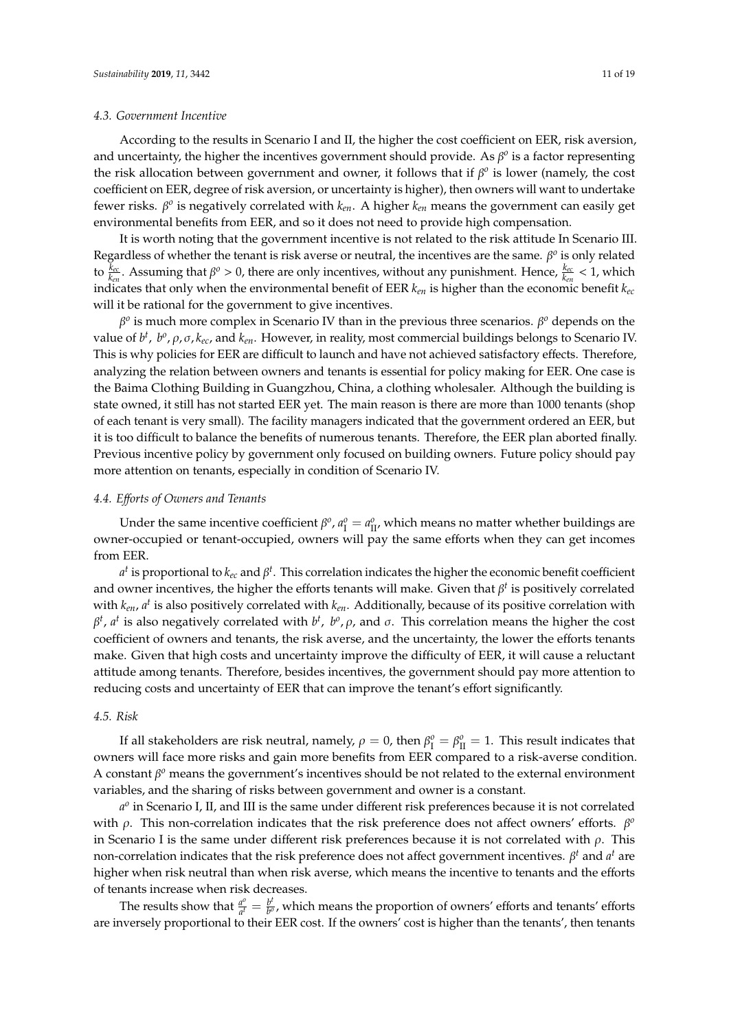### 4.3. Government Incentive

According to the results in Scenario I and II, the higher the cost coefficient on EER, risk aversion, and uncertainty, the higher the incentives government should provide. As $\beta^o$ is a factor representing the risk allocation between government and owner, it follows that if $\beta^o$ is lower (namely, the cost coefficient on EER, degree of risk aversion, or uncertainty is higher), then owners will want to undertake fewer risks. $\beta^o$ is negatively correlated with $k_{en}$. A higher $k_{en}$ means the government can easily get environmental benefits from EER, and so it does not need to provide high compensation.

It is worth noting that the government incentive is not related to the risk attitude In Scenario III. Regardless of whether the tenant is risk averse or neutral, the incentives are the same. $\beta^o$ is only related to $\frac{k_{ec}}{k_{en}}$. Assuming that $\beta^o > 0$, there are only incentives, without any punishment. Hence, $\frac{k_{ec}}{k_{en}} < 1$, which indicates that only when the environmental benefit of EER $k_{en}$ is higher than the economic benefit $k_{ec}$ will it be rational for the government to give incentives.

$\beta^o$ is much more complex in Scenario IV than in the previous three scenarios. $\beta^o$ depends on the value of $b^t$, $b^o, \rho, \sigma, k_{ec}$, and $k_{en}$. However, in reality, most commercial buildings belongs to Scenario IV. This is why policies for EER are difficult to launch and have not achieved satisfactory effects. Therefore, analyzing the relation between owners and tenants is essential for policy making for EER. One case is the Baima Clothing Building in Guangzhou, China, a clothing wholesaler. Although the building is state owned, it still has not started EER yet. The main reason is there are more than 1000 tenants (shop of each tenant is very small). The facility managers indicated that the government ordered an EER, but it is too difficult to balance the benefits of numerous tenants. Therefore, the EER plan aborted finally. Previous incentive policy by government only focused on building owners. Future policy should pay more attention on tenants, especially in condition of Scenario IV.

### 4.4. Efforts of Owners and Tenants

Under the same incentive coefficient $\beta^o$, $a^o_{\text{I}} = a^o_{\text{II}}$, which means no matter whether buildings are owner-occupied or tenant-occupied, owners will pay the same efforts when they can get incomes from EER.

$a^t$ is proportional to $k_{ec}$ and $\beta^t$. This correlation indicates the higher the economic benefit coefficient and owner incentives, the higher the efforts tenants will make. Given that $\beta^t$ is positively correlated with $k_{en}$, $a^t$ is also positively correlated with $k_{en}$. Additionally, because of its positive correlation with $\beta^t$, $a^t$ is also negatively correlated with $b^t$, $b^o, \rho$, and $\sigma$. This correlation means the higher the cost coefficient of owners and tenants, the risk averse, and the uncertainty, the lower the efforts tenants make. Given that high costs and uncertainty improve the difficulty of EER, it will cause a reluctant attitude among tenants. Therefore, besides incentives, the government should pay more attention to reducing costs and uncertainty of EER that can improve the tenant's effort significantly.

### 4.5. Risk

If all stakeholders are risk neutral, namely, $\rho = 0$, then $\beta^o_{\text{I}} = \beta^o_{\text{II}} = 1$. This result indicates that owners will face more risks and gain more benefits from EER compared to a risk-averse condition. A constant $\beta^o$ means the government's incentives should be not related to the external environment variables, and the sharing of risks between government and owner is a constant.

$a^o$ in Scenario I, II, and III is the same under different risk preferences because it is not correlated with $\rho$. This non-correlation indicates that the risk preference does not affect owners' efforts. $\beta^o$ in Scenario I is the same under different risk preferences because it is not correlated with $\rho$. This non-correlation indicates that the risk preference does not affect government incentives. $\beta^t$ and $a^t$ are higher when risk neutral than when risk averse, which means the incentive to tenants and the efforts of tenants increase when risk decreases.

The results show that $\frac{a^o}{a^t} = \frac{b^t}{b^o}$, which means the proportion of owners' efforts and tenants' efforts are inversely proportional to their EER cost. If the owners' cost is higher than the tenants', then tenants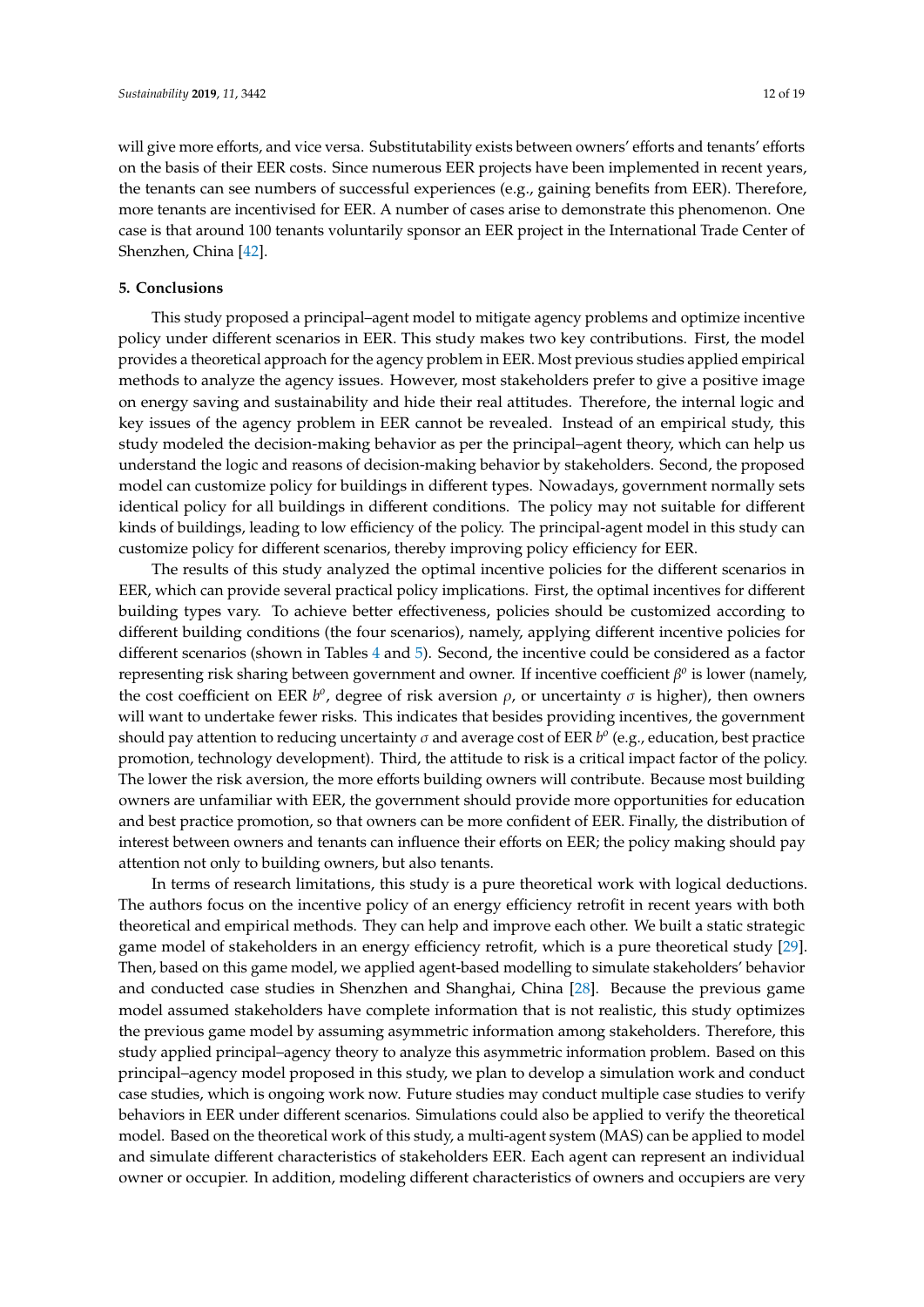will give more efforts, and vice versa. Substitutability exists between owners' efforts and tenants' efforts on the basis of their EER costs. Since numerous EER projects have been implemented in recent years, the tenants can see numbers of successful experiences (e.g., gaining benefits from EER). Therefore, more tenants are incentivised for EER. A number of cases arise to demonstrate this phenomenon. One case is that around 100 tenants voluntarily sponsor an EER project in the International Trade Center of Shenzhen, China [42].

## 5. Conclusions

This study proposed a principal–agent model to mitigate agency problems and optimize incentive policy under different scenarios in EER. This study makes two key contributions. First, the model provides a theoretical approach for the agency problem in EER. Most previous studies applied empirical methods to analyze the agency issues. However, most stakeholders prefer to give a positive image on energy saving and sustainability and hide their real attitudes. Therefore, the internal logic and key issues of the agency problem in EER cannot be revealed. Instead of an empirical study, this study modeled the decision-making behavior as per the principal–agent theory, which can help us understand the logic and reasons of decision-making behavior by stakeholders. Second, the proposed model can customize policy for buildings in different types. Nowadays, government normally sets identical policy for all buildings in different conditions. The policy may not suitable for different kinds of buildings, leading to low efficiency of the policy. The principal-agent model in this study can customize policy for different scenarios, thereby improving policy efficiency for EER.

The results of this study analyzed the optimal incentive policies for the different scenarios in EER, which can provide several practical policy implications. First, the optimal incentives for different building types vary. To achieve better effectiveness, policies should be customized according to different building conditions (the four scenarios), namely, applying different incentive policies for different scenarios (shown in Tables 4 and 5). Second, the incentive could be considered as a factor representing risk sharing between government and owner. If incentive coefficient $\beta^o$ is lower (namely, the cost coefficient on EER $b^o$, degree of risk aversion $\rho$, or uncertainty $\sigma$ is higher), then owners will want to undertake fewer risks. This indicates that besides providing incentives, the government should pay attention to reducing uncertainty $\sigma$ and average cost of EER $b^o$ (e.g., education, best practice promotion, technology development). Third, the attitude to risk is a critical impact factor of the policy. The lower the risk aversion, the more efforts building owners will contribute. Because most building owners are unfamiliar with EER, the government should provide more opportunities for education and best practice promotion, so that owners can be more confident of EER. Finally, the distribution of interest between owners and tenants can influence their efforts on EER; the policy making should pay attention not only to building owners, but also tenants.

In terms of research limitations, this study is a pure theoretical work with logical deductions. The authors focus on the incentive policy of an energy efficiency retrofit in recent years with both theoretical and empirical methods. They can help and improve each other. We built a static strategic game model of stakeholders in an energy efficiency retrofit, which is a pure theoretical study [29]. Then, based on this game model, we applied agent-based modelling to simulate stakeholders' behavior and conducted case studies in Shenzhen and Shanghai, China [28]. Because the previous game model assumed stakeholders have complete information that is not realistic, this study optimizes the previous game model by assuming asymmetric information among stakeholders. Therefore, this study applied principal–agency theory to analyze this asymmetric information problem. Based on this principal–agency model proposed in this study, we plan to develop a simulation work and conduct case studies, which is ongoing work now. Future studies may conduct multiple case studies to verify behaviors in EER under different scenarios. Simulations could also be applied to verify the theoretical model. Based on the theoretical work of this study, a multi-agent system (MAS) can be applied to model and simulate different characteristics of stakeholders EER. Each agent can represent an individual owner or occupier. In addition, modeling different characteristics of owners and occupiers are very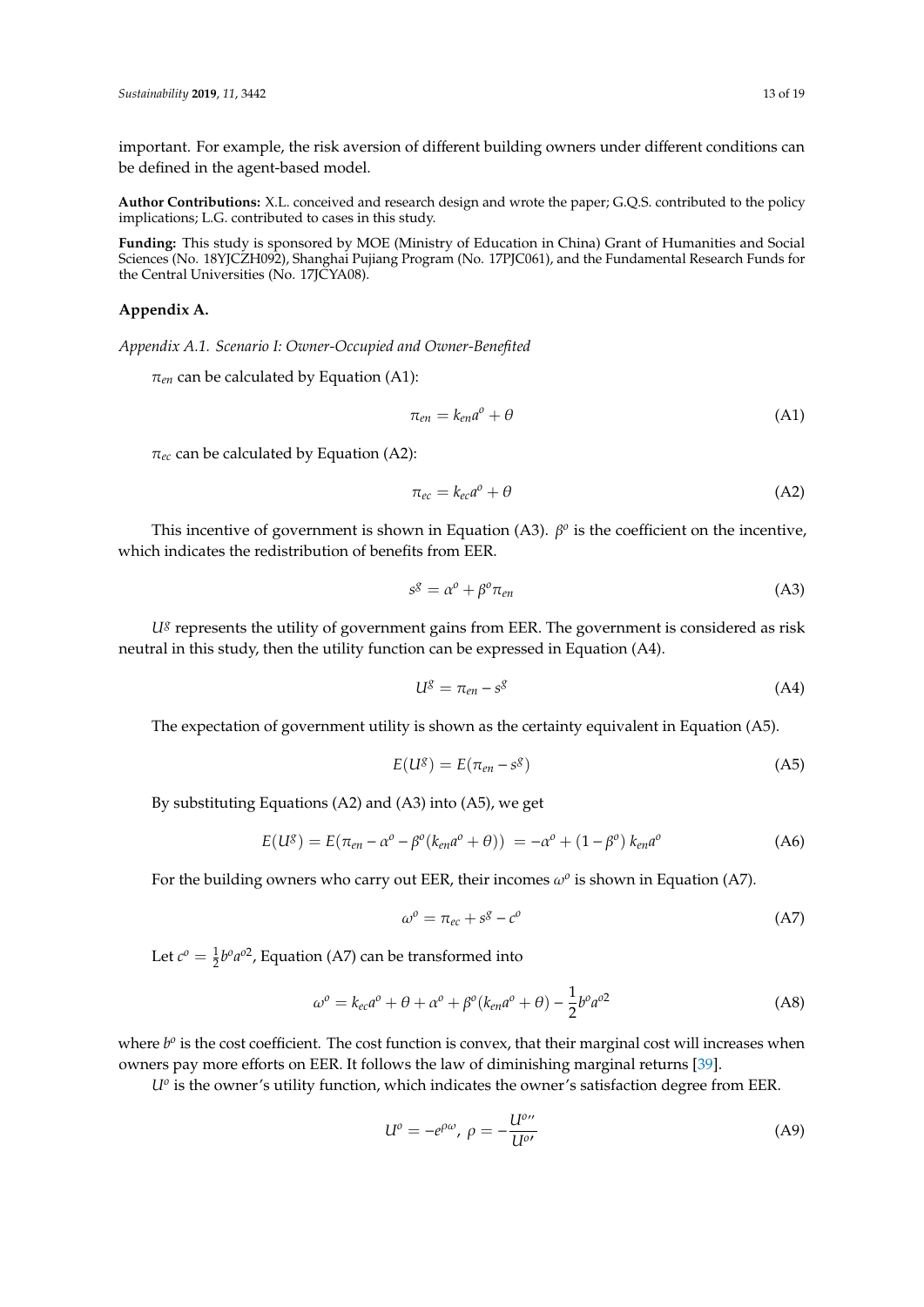important. For example, the risk aversion of different building owners under different conditions can be defined in the agent-based model.

**Author Contributions:** X.L. conceived and research design and wrote the paper; G.Q.S. contributed to the policy implications; L.G. contributed to cases in this study.

**Funding:** This study is sponsored by MOE (Ministry of Education in China) Grant of Humanities and Social Sciences (No. 18YJCZH092), Shanghai Pujiang Program (No. 17PJC061), and the Fundamental Research Funds for the Central Universities (No. 17JCYA08).

## Appendix A.

### *Appendix A.1. Scenario I: Owner-Occupied and Owner-Benefited*

$\pi_{en}$ can be calculated by Equation (A1):

$$\pi_{en} = k_{en}a^o + \theta \tag{A1}$$

$\pi_{ec}$ can be calculated by Equation (A2):

$$\pi_{ec} = k_{ec}a^o + \theta \tag{A2}$$

This incentive of government is shown in Equation (A3). $\beta^o$ is the coefficient on the incentive, which indicates the redistribution of benefits from EER.

$$s^g = \alpha^o + \beta^o \pi_{en} \tag{A3}$$

$U^g$ represents the utility of government gains from EER. The government is considered as risk neutral in this study, then the utility function can be expressed in Equation (A4).

$$U^g = \pi_{en} - s^g \tag{A4}$$

The expectation of government utility is shown as the certainty equivalent in Equation (A5).

$$E(U^g) = E(\pi_{en} - s^g) \tag{A5}$$

By substituting Equations (A2) and (A3) into (A5), we get

$$E(U^g) = E(\pi_{en} - \alpha^o - \beta^o(k_{en}a^o + \theta)) = -\alpha^o + (1 - \beta^o)\, k_{en}a^o \tag{A6}$$

For the building owners who carry out EER, their incomes $\omega^o$ is shown in Equation (A7).

$$\omega^o = \pi_{ec} + s^g - c^o \tag{A7}$$

Let $c^o = \frac{1}{2}b^o a^{o2}$, Equation (A7) can be transformed into

$$\omega^o = k_{ec}a^o + \theta + \alpha^o + \beta^o(k_{en}a^o + \theta) - \frac{1}{2}b^o a^{o2} \tag{A8}$$

where $b^o$ is the cost coefficient. The cost function is convex, that their marginal cost will increases when owners pay more efforts on EER. It follows the law of diminishing marginal returns [39].

$U^o$ is the owner's utility function, which indicates the owner's satisfaction degree from EER.

$$U^o = -e^{\rho\omega},\ \rho = -\frac{U^{o\prime\prime}}{U^{o\prime}} \tag{A9}$$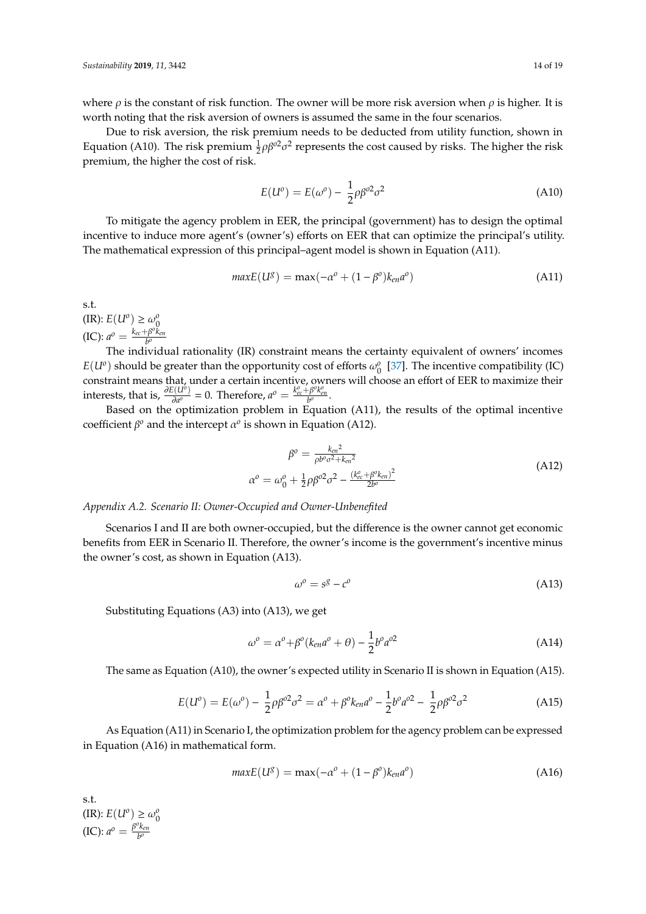where $\rho$ is the constant of risk function. The owner will be more risk aversion when $\rho$ is higher. It is worth noting that the risk aversion of owners is assumed the same in the four scenarios.

Due to risk aversion, the risk premium needs to be deducted from utility function, shown in Equation (A10). The risk premium $\frac{1}{2}\rho\beta^{o2}\sigma^2$ represents the cost caused by risks. The higher the risk premium, the higher the cost of risk.

$$E(U^o) = E(\omega^o) - \frac{1}{2}\rho\beta^{o2}\sigma^2 \tag{A10}$$

To mitigate the agency problem in EER, the principal (government) has to design the optimal incentive to induce more agent's (owner's) efforts on EER that can optimize the principal's utility. The mathematical expression of this principal–agent model is shown in Equation (A11).

$$maxE(U^g) = \max(-\alpha^o + (1-\beta^o)k_{en}a^o) \tag{A11}$$

s.t.

(IR): $E(U^o) \geq \omega_0^o$

(IC): $a^o = \frac{k_{ec}+\beta^o k_{en}}{b^o}$

The individual rationality (IR) constraint means the certainty equivalent of owners' incomes $E(U^o)$ should be greater than the opportunity cost of efforts $\omega_0^o$ [37]. The incentive compatibility (IC) constraint means that, under a certain incentive, owners will choose an effort of EER to maximize their interests, that is, $\frac{\partial E(U^o)}{\partial a^o} = 0$. Therefore, $a^o = \frac{k_{ec}^o+\beta^o k_{en}^o}{b^o}$.

Based on the optimization problem in Equation (A11), the results of the optimal incentive coefficient $\beta^o$ and the intercept $\alpha^o$ is shown in Equation (A12).

$$\begin{gathered}\beta^o = \frac{{k_{en}}^2}{\rho b^o\sigma^2 + {k_{en}}^2} \\ \alpha^o = \omega_0^o + \frac{1}{2}\rho\beta^{o2}\sigma^2 - \frac{(k_{ec}^o+\beta^o k_{en})^2}{2b^o}\end{gathered} \tag{A12}$$

*Appendix A.2. Scenario II: Owner-Occupied and Owner-Unbenefited*

Scenarios I and II are both owner-occupied, but the difference is the owner cannot get economic benefits from EER in Scenario II. Therefore, the owner's income is the government's incentive minus the owner's cost, as shown in Equation (A13).

$$\omega^o = s^g - c^o \tag{A13}$$

Substituting Equations (A3) into (A13), we get

$$\omega^o = \alpha^o + \beta^o(k_{en}a^o + \theta) - \frac{1}{2}b^o a^{o2} \tag{A14}$$

The same as Equation (A10), the owner's expected utility in Scenario II is shown in Equation (A15).

$$E(U^o) = E(\omega^o) - \frac{1}{2}\rho\beta^{o2}\sigma^2 = \alpha^o + \beta^o k_{en}a^o - \frac{1}{2}b^o a^{o2} - \frac{1}{2}\rho\beta^{o2}\sigma^2 \tag{A15}$$

As Equation (A11) in Scenario I, the optimization problem for the agency problem can be expressed in Equation (A16) in mathematical form.

$$maxE(U^g) = \max(-\alpha^o + (1-\beta^o)k_{en}a^o) \tag{A16}$$

s.t.

(IR): $E(U^o) \geq \omega_0^o$

(IC): $a^o = \frac{\beta^o k_{en}}{b^o}$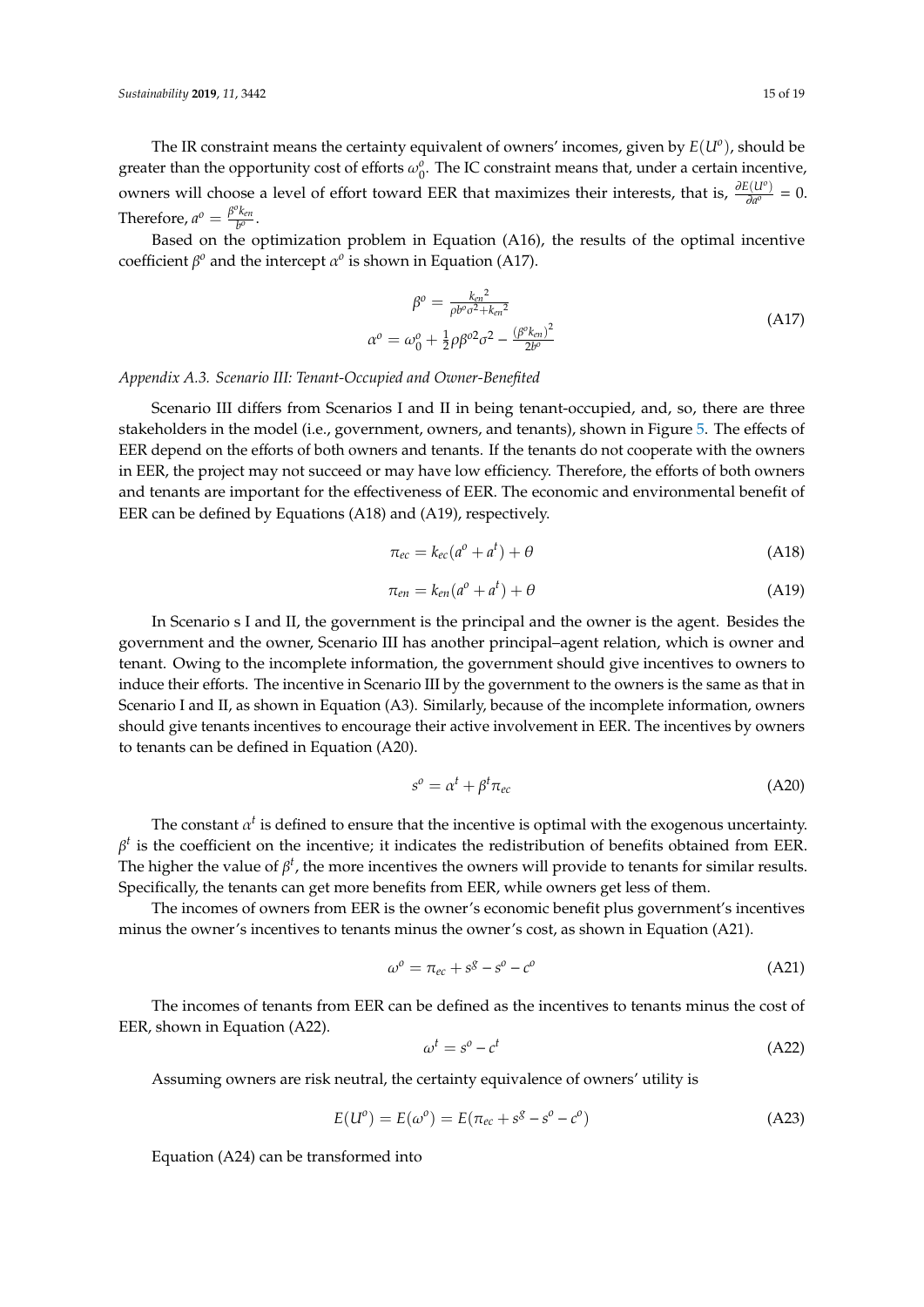The IR constraint means the certainty equivalent of owners' incomes, given by $E(U^o)$, should be greater than the opportunity cost of efforts $\omega_0^o$. The IC constraint means that, under a certain incentive, owners will choose a level of effort toward EER that maximizes their interests, that is, $\frac{\partial E(U^o)}{\partial a^o} = 0$. Therefore, $a^o = \frac{\beta^o k_{en}}{b^o}$.

Based on the optimization problem in Equation (A16), the results of the optimal incentive coefficient $\beta^o$ and the intercept $\alpha^o$ is shown in Equation (A17).

$$
\begin{gathered}
\beta^o = \frac{{k_{en}}^2}{\rho b^o \sigma^2 + {k_{en}}^2} \\
\alpha^o = \omega_0^o + \frac{1}{2}\rho \beta^{o2} \sigma^2 - \frac{(\beta^o k_{en})^2}{2b^o}
\end{gathered}
\tag{A17}
$$

*Appendix A.3. Scenario III: Tenant-Occupied and Owner-Benefited*

Scenario III differs from Scenarios I and II in being tenant-occupied, and, so, there are three stakeholders in the model (i.e., government, owners, and tenants), shown in Figure 5. The effects of EER depend on the efforts of both owners and tenants. If the tenants do not cooperate with the owners in EER, the project may not succeed or may have low efficiency. Therefore, the efforts of both owners and tenants are important for the effectiveness of EER. The economic and environmental benefit of EER can be defined by Equations (A18) and (A19), respectively.

$$
\pi_{ec} = k_{ec}(a^o + a^t) + \theta \tag{A18}
$$

$$
\pi_{en} = k_{en}(a^o + a^t) + \theta \tag{A19}
$$

In Scenario s I and II, the government is the principal and the owner is the agent. Besides the government and the owner, Scenario III has another principal–agent relation, which is owner and tenant. Owing to the incomplete information, the government should give incentives to owners to induce their efforts. The incentive in Scenario III by the government to the owners is the same as that in Scenario I and II, as shown in Equation (A3). Similarly, because of the incomplete information, owners should give tenants incentives to encourage their active involvement in EER. The incentives by owners to tenants can be defined in Equation (A20).

$$
s^o = \alpha^t + \beta^t \pi_{ec} \tag{A20}
$$

The constant $\alpha^t$ is defined to ensure that the incentive is optimal with the exogenous uncertainty. $\beta^t$ is the coefficient on the incentive; it indicates the redistribution of benefits obtained from EER. The higher the value of $\beta^t$, the more incentives the owners will provide to tenants for similar results. Specifically, the tenants can get more benefits from EER, while owners get less of them.

The incomes of owners from EER is the owner's economic benefit plus government's incentives minus the owner's incentives to tenants minus the owner's cost, as shown in Equation (A21).

$$
\omega^o = \pi_{ec} + s^g - s^o - c^o \tag{A21}
$$

The incomes of tenants from EER can be defined as the incentives to tenants minus the cost of EER, shown in Equation (A22).

$$
\omega^t = s^o - c^t \tag{A22}
$$

Assuming owners are risk neutral, the certainty equivalence of owners' utility is

$$
E(U^o) = E(\omega^o) = E(\pi_{ec} + s^g - s^o - c^o) \tag{A23}
$$

Equation (A24) can be transformed into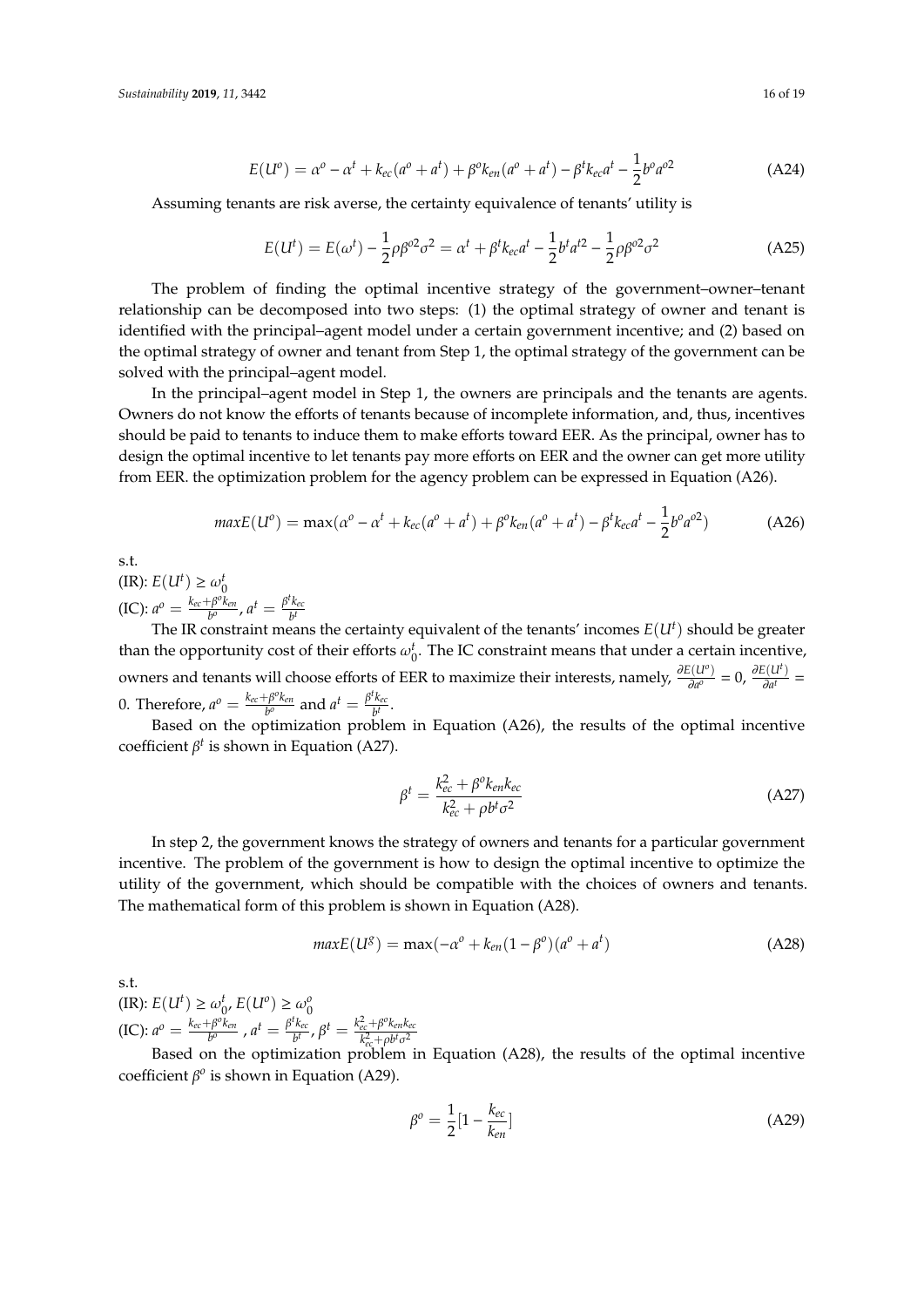$$E(U^o) = \alpha^o - \alpha^t + k_{ec}(a^o + a^t) + \beta^o k_{en}(a^o + a^t) - \beta^t k_{ec} a^t - \frac{1}{2} b^o a^{o2} \tag{A24}$$

Assuming tenants are risk averse, the certainty equivalence of tenants' utility is

$$E(U^t) = E(\omega^t) - \frac{1}{2}\rho\beta^{o2}\sigma^2 = \alpha^t + \beta^t k_{ec} a^t - \frac{1}{2} b^t a^{t2} - \frac{1}{2}\rho\beta^{o2}\sigma^2 \tag{A25}$$

The problem of finding the optimal incentive strategy of the government–owner–tenant relationship can be decomposed into two steps: (1) the optimal strategy of owner and tenant is identified with the principal–agent model under a certain government incentive; and (2) based on the optimal strategy of owner and tenant from Step 1, the optimal strategy of the government can be solved with the principal–agent model.

In the principal–agent model in Step 1, the owners are principals and the tenants are agents. Owners do not know the efforts of tenants because of incomplete information, and, thus, incentives should be paid to tenants to induce them to make efforts toward EER. As the principal, owner has to design the optimal incentive to let tenants pay more efforts on EER and the owner can get more utility from EER. the optimization problem for the agency problem can be expressed in Equation (A26).

$$maxE(U^o) = \max(\alpha^o - \alpha^t + k_{ec}(a^o + a^t) + \beta^o k_{en}(a^o + a^t) - \beta^t k_{ec} a^t - \frac{1}{2} b^o a^{o2}) \tag{A26}$$

s.t.

(IR): $E(U^t) \geq \omega_0^t$

(IC): $a^o = \frac{k_{ec} + \beta^o k_{en}}{b^o}$, $a^t = \frac{\beta^t k_{ec}}{b^t}$

The IR constraint means the certainty equivalent of the tenants' incomes $E(U^t)$ should be greater than the opportunity cost of their efforts $\omega_0^t$. The IC constraint means that under a certain incentive, owners and tenants will choose efforts of EER to maximize their interests, namely, $\frac{\partial E(U^o)}{\partial a^o} = 0$, $\frac{\partial E(U^t)}{\partial a^t} = 0$. Therefore, $a^o = \frac{k_{ec} + \beta^o k_{en}}{b^o}$ and $a^t = \frac{\beta^t k_{ec}}{b^t}$.

Based on the optimization problem in Equation (A26), the results of the optimal incentive coefficient $\beta^t$ is shown in Equation (A27).

$$\beta^t = \frac{k_{ec}^2 + \beta^o k_{en} k_{ec}}{k_{ec}^2 + \rho b^t \sigma^2} \tag{A27}$$

In step 2, the government knows the strategy of owners and tenants for a particular government incentive. The problem of the government is how to design the optimal incentive to optimize the utility of the government, which should be compatible with the choices of owners and tenants. The mathematical form of this problem is shown in Equation (A28).

$$maxE(U^g) = \max(-\alpha^o + k_{en}(1 - \beta^o)(a^o + a^t) \tag{A28}$$

s.t.

(IR): $E(U^t) \geq \omega_0^t$, $E(U^o) \geq \omega_0^o$

(IC): $a^o = \frac{k_{ec} + \beta^o k_{en}}{b^o}$ , $a^t = \frac{\beta^t k_{ec}}{b^t}$, $\beta^t = \frac{k_{ec}^2 + \beta^o k_{en} k_{ec}}{k_{ec}^2 + \rho b^t \sigma^2}$

Based on the optimization problem in Equation (A28), the results of the optimal incentive coefficient $\beta^o$ is shown in Equation (A29).

$$\beta^o = \frac{1}{2}[1 - \frac{k_{ec}}{k_{en}}] \tag{A29}$$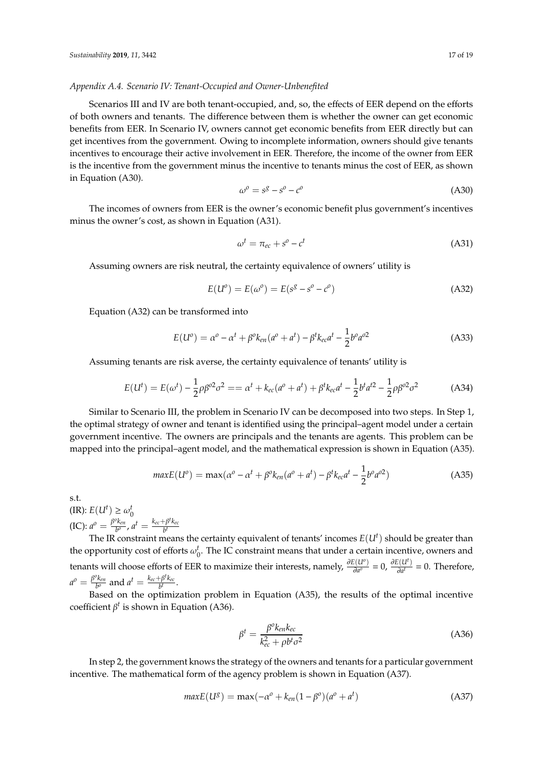*Appendix A.4. Scenario IV: Tenant-Occupied and Owner-Unbenefited*

Scenarios III and IV are both tenant-occupied, and, so, the effects of EER depend on the efforts of both owners and tenants. The difference between them is whether the owner can get economic benefits from EER. In Scenario IV, owners cannot get economic benefits from EER directly but can get incentives from the government. Owing to incomplete information, owners should give tenants incentives to encourage their active involvement in EER. Therefore, the income of the owner from EER is the incentive from the government minus the incentive to tenants minus the cost of EER, as shown in Equation (A30).

$$\omega^o = s^g - s^o - c^o \tag{A30}$$

The incomes of owners from EER is the owner's economic benefit plus government's incentives minus the owner's cost, as shown in Equation (A31).

$$\omega^t = \pi_{ec} + s^o - c^t \tag{A31}$$

Assuming owners are risk neutral, the certainty equivalence of owners' utility is

$$E(U^o) = E(\omega^o) = E(s^g - s^o - c^o) \tag{A32}$$

Equation (A32) can be transformed into

$$E(U^o) = \alpha^o - \alpha^t + \beta^o k_{en}(a^o + a^t) - \beta^t k_{ec} a^t - \frac{1}{2} b^o a^{o2} \tag{A33}$$

Assuming tenants are risk averse, the certainty equivalence of tenants' utility is

$$E(U^t) = E(\omega^t) - \frac{1}{2}\rho\beta^{o2}\sigma^2 == \alpha^t + k_{ec}(a^o + a^t) + \beta^t k_{ec} a^t - \frac{1}{2} b^t a^{t2} - \frac{1}{2}\rho\beta^{o2}\sigma^2 \tag{A34}$$

Similar to Scenario III, the problem in Scenario IV can be decomposed into two steps. In Step 1, the optimal strategy of owner and tenant is identified using the principal–agent model under a certain government incentive. The owners are principals and the tenants are agents. This problem can be mapped into the principal–agent model, and the mathematical expression is shown in Equation (A35).

$$maxE(U^o) = \max(\alpha^o - \alpha^t + \beta^o k_{en}(a^o + a^t) - \beta^t k_{ec} a^t - \frac{1}{2} b^o a^{o2}) \tag{A35}$$

s.t.

(IR): $E(U^t) \geq \omega_0^t$

(IC): $a^o = \frac{\beta^o k_{en}}{b^o}$, $a^t = \frac{k_{ec} + \beta^t k_{ec}}{b^t}$

The IR constraint means the certainty equivalent of tenants' incomes $E(U^t)$ should be greater than the opportunity cost of efforts $\omega_0^t$. The IC constraint means that under a certain incentive, owners and tenants will choose efforts of EER to maximize their interests, namely, $\frac{\partial E(U^o)}{\partial a^o} = 0$, $\frac{\partial E(U^t)}{\partial a^t} = 0$. Therefore, $a^o = \frac{\beta^o k_{en}}{b^o}$ and $a^t = \frac{k_{ec} + \beta^t k_{ec}}{b^t}$.

Based on the optimization problem in Equation (A35), the results of the optimal incentive coefficient $\beta^t$ is shown in Equation (A36).

$$\beta^t = \frac{\beta^o k_{en} k_{ec}}{k_{ec}^2 + \rho b^t \sigma^2} \tag{A36}$$

In step 2, the government knows the strategy of the owners and tenants for a particular government incentive. The mathematical form of the agency problem is shown in Equation (A37).

$$maxE(U^g) = \max(-\alpha^o + k_{en}(1 - \beta^o)(a^o + a^t) \tag{A37}$$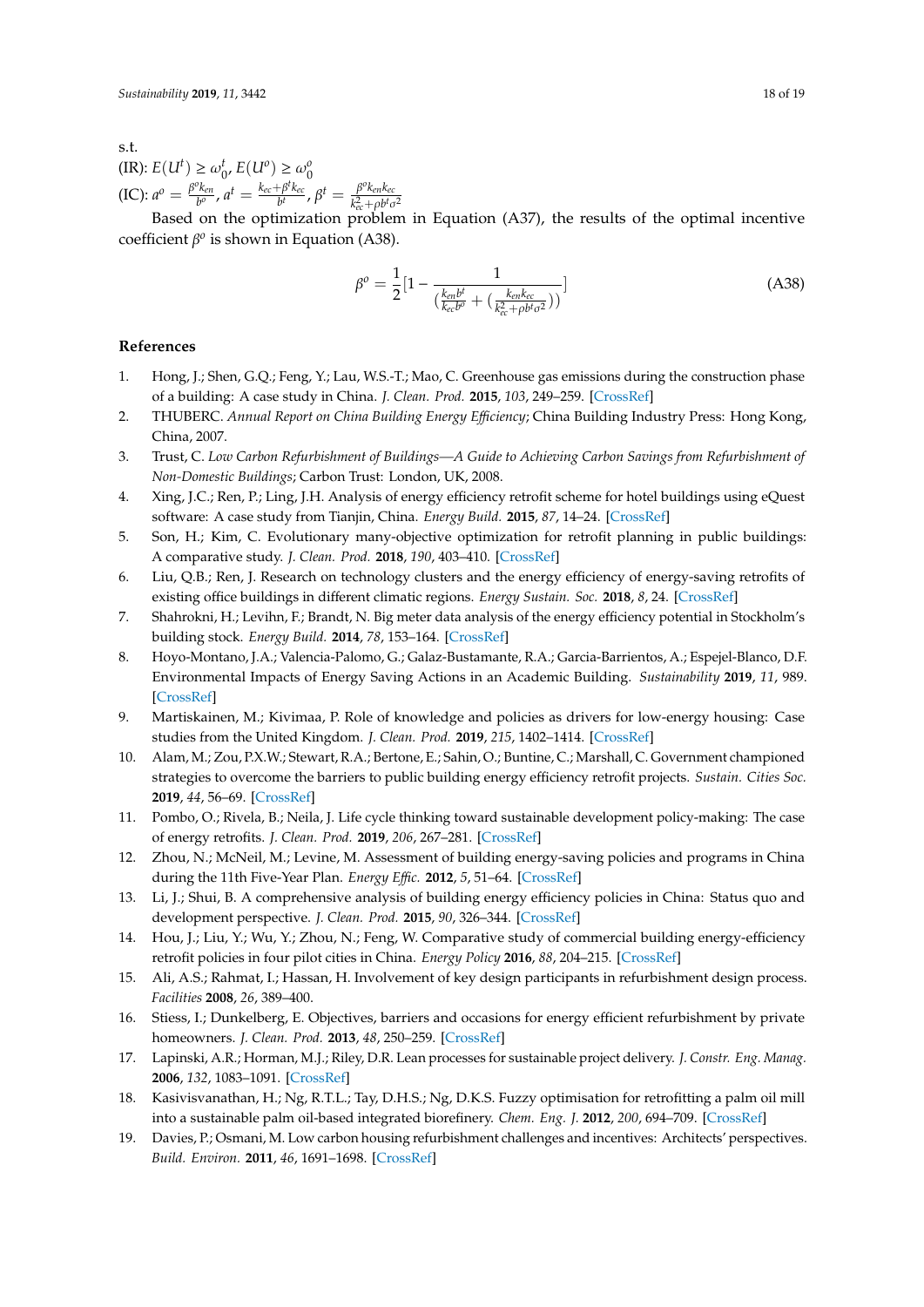s.t.

(IR): $E(U^t) \geq \omega_0^t$, $E(U^o) \geq \omega_0^o$

(IC): $a^o = \frac{\beta^o k_{en}}{b^o}$, $a^t = \frac{k_{ec} + \beta^t k_{ec}}{b^t}$, $\beta^t = \frac{\beta^o k_{en} k_{ec}}{k_{ec}^2 + \rho b^t \sigma^2}$

Based on the optimization problem in Equation (A37), the results of the optimal incentive coefficient $\beta^o$ is shown in Equation (A38).

$$\beta^o = \frac{1}{2}[1 - \frac{1}{(\frac{k_{en} b^t}{k_{ec} b^o} + (\frac{k_{en} k_{ec}}{k_{ec}^2 + \rho b^t \sigma^2}))}] \tag{A38}$$

## References

1. Hong, J.; Shen, G.Q.; Feng, Y.; Lau, W.S.-T.; Mao, C. Greenhouse gas emissions during the construction phase of a building: A case study in China. *J. Clean. Prod.* **2015**, *103*, 249–259. [CrossRef]
2. THUBERC. *Annual Report on China Building Energy Efficiency*; China Building Industry Press: Hong Kong, China, 2007.
3. Trust, C. *Low Carbon Refurbishment of Buildings—A Guide to Achieving Carbon Savings from Refurbishment of Non-Domestic Buildings*; Carbon Trust: London, UK, 2008.
4. Xing, J.C.; Ren, P.; Ling, J.H. Analysis of energy efficiency retrofit scheme for hotel buildings using eQuest software: A case study from Tianjin, China. *Energy Build.* **2015**, *87*, 14–24. [CrossRef]
5. Son, H.; Kim, C. Evolutionary many-objective optimization for retrofit planning in public buildings: A comparative study. *J. Clean. Prod.* **2018**, *190*, 403–410. [CrossRef]
6. Liu, Q.B.; Ren, J. Research on technology clusters and the energy efficiency of energy-saving retrofits of existing office buildings in different climatic regions. *Energy Sustain. Soc.* **2018**, *8*, 24. [CrossRef]
7. Shahrokni, H.; Levihn, F.; Brandt, N. Big meter data analysis of the energy efficiency potential in Stockholm's building stock. *Energy Build.* **2014**, *78*, 153–164. [CrossRef]
8. Hoyo-Montano, J.A.; Valencia-Palomo, G.; Galaz-Bustamante, R.A.; Garcia-Barrientos, A.; Espejel-Blanco, D.F. Environmental Impacts of Energy Saving Actions in an Academic Building. *Sustainability* **2019**, *11*, 989. [CrossRef]
9. Martiskainen, M.; Kivimaa, P. Role of knowledge and policies as drivers for low-energy housing: Case studies from the United Kingdom. *J. Clean. Prod.* **2019**, *215*, 1402–1414. [CrossRef]
10. Alam, M.; Zou, P.X.W.; Stewart, R.A.; Bertone, E.; Sahin, O.; Buntine, C.; Marshall, C. Government championed strategies to overcome the barriers to public building energy efficiency retrofit projects. *Sustain. Cities Soc.* **2019**, *44*, 56–69. [CrossRef]
11. Pombo, O.; Rivela, B.; Neila, J. Life cycle thinking toward sustainable development policy-making: The case of energy retrofits. *J. Clean. Prod.* **2019**, *206*, 267–281. [CrossRef]
12. Zhou, N.; McNeil, M.; Levine, M. Assessment of building energy-saving policies and programs in China during the 11th Five-Year Plan. *Energy Effic.* **2012**, *5*, 51–64. [CrossRef]
13. Li, J.; Shui, B. A comprehensive analysis of building energy efficiency policies in China: Status quo and development perspective. *J. Clean. Prod.* **2015**, *90*, 326–344. [CrossRef]
14. Hou, J.; Liu, Y.; Wu, Y.; Zhou, N.; Feng, W. Comparative study of commercial building energy-efficiency retrofit policies in four pilot cities in China. *Energy Policy* **2016**, *88*, 204–215. [CrossRef]
15. Ali, A.S.; Rahmat, I.; Hassan, H. Involvement of key design participants in refurbishment design process. *Facilities* **2008**, *26*, 389–400.
16. Stiess, I.; Dunkelberg, E. Objectives, barriers and occasions for energy efficient refurbishment by private homeowners. *J. Clean. Prod.* **2013**, *48*, 250–259. [CrossRef]
17. Lapinski, A.R.; Horman, M.J.; Riley, D.R. Lean processes for sustainable project delivery. *J. Constr. Eng. Manag.* **2006**, *132*, 1083–1091. [CrossRef]
18. Kasivisvanathan, H.; Ng, R.T.L.; Tay, D.H.S.; Ng, D.K.S. Fuzzy optimisation for retrofitting a palm oil mill into a sustainable palm oil-based integrated biorefinery. *Chem. Eng. J.* **2012**, *200*, 694–709. [CrossRef]
19. Davies, P.; Osmani, M. Low carbon housing refurbishment challenges and incentives: Architects' perspectives. *Build. Environ.* **2011**, *46*, 1691–1698. [CrossRef]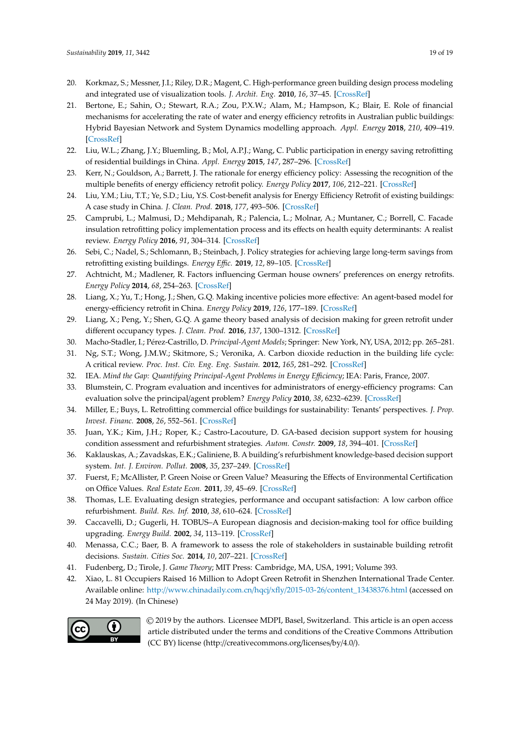20. Korkmaz, S.; Messner, J.I.; Riley, D.R.; Magent, C. High-performance green building design process modeling and integrated use of visualization tools. *J. Archit. Eng.* **2010**, *16*, 37–45. [CrossRef]
21. Bertone, E.; Sahin, O.; Stewart, R.A.; Zou, P.X.W.; Alam, M.; Hampson, K.; Blair, E. Role of financial mechanisms for accelerating the rate of water and energy efficiency retrofits in Australian public buildings: Hybrid Bayesian Network and System Dynamics modelling approach. *Appl. Energy* **2018**, *210*, 409–419. [CrossRef]
22. Liu, W.L.; Zhang, J.Y.; Bluemling, B.; Mol, A.P.J.; Wang, C. Public participation in energy saving retrofitting of residential buildings in China. *Appl. Energy* **2015**, *147*, 287–296. [CrossRef]
23. Kerr, N.; Gouldson, A.; Barrett, J. The rationale for energy efficiency policy: Assessing the recognition of the multiple benefits of energy efficiency retrofit policy. *Energy Policy* **2017**, *106*, 212–221. [CrossRef]
24. Liu, Y.M.; Liu, T.T.; Ye, S.D.; Liu, Y.S. Cost-benefit analysis for Energy Efficiency Retrofit of existing buildings: A case study in China. *J. Clean. Prod.* **2018**, *177*, 493–506. [CrossRef]
25. Camprubi, L.; Malmusi, D.; Mehdipanah, R.; Palencia, L.; Molnar, A.; Muntaner, C.; Borrell, C. Facade insulation retrofitting policy implementation process and its effects on health equity determinants: A realist review. *Energy Policy* **2016**, *91*, 304–314. [CrossRef]
26. Sebi, C.; Nadel, S.; Schlomann, B.; Steinbach, J. Policy strategies for achieving large long-term savings from retrofitting existing buildings. *Energy Effic.* **2019**, *12*, 89–105. [CrossRef]
27. Achtnicht, M.; Madlener, R. Factors influencing German house owners' preferences on energy retrofits. *Energy Policy* **2014**, *68*, 254–263. [CrossRef]
28. Liang, X.; Yu, T.; Hong, J.; Shen, G.Q. Making incentive policies more effective: An agent-based model for energy-efficiency retrofit in China. *Energy Policy* **2019**, *126*, 177–189. [CrossRef]
29. Liang, X.; Peng, Y.; Shen, G.Q. A game theory based analysis of decision making for green retrofit under different occupancy types. *J. Clean. Prod.* **2016**, *137*, 1300–1312. [CrossRef]
30. Macho-Stadler, I.; Pérez-Castrillo, D. *Principal-Agent Models*; Springer: New York, NY, USA, 2012; pp. 265–281.
31. Ng, S.T.; Wong, J.M.W.; Skitmore, S.; Veronika, A. Carbon dioxide reduction in the building life cycle: A critical review. *Proc. Inst. Civ. Eng. Eng. Sustain.* **2012**, *165*, 281–292. [CrossRef]
32. IEA. *Mind the Gap: Quantifying Principal-Agent Problems in Energy Efficiency*; IEA: Paris, France, 2007.
33. Blumstein, C. Program evaluation and incentives for administrators of energy-efficiency programs: Can evaluation solve the principal/agent problem? *Energy Policy* **2010**, *38*, 6232–6239. [CrossRef]
34. Miller, E.; Buys, L. Retrofitting commercial office buildings for sustainability: Tenants' perspectives. *J. Prop. Invest. Financ.* **2008**, *26*, 552–561. [CrossRef]
35. Juan, Y.K.; Kim, J.H.; Roper, K.; Castro-Lacouture, D. GA-based decision support system for housing condition assessment and refurbishment strategies. *Autom. Constr.* **2009**, *18*, 394–401. [CrossRef]
36. Kaklauskas, A.; Zavadskas, E.K.; Galiniene, B. A building's refurbishment knowledge-based decision support system. *Int. J. Environ. Pollut.* **2008**, *35*, 237–249. [CrossRef]
37. Fuerst, F.; McAllister, P. Green Noise or Green Value? Measuring the Effects of Environmental Certification on Office Values. *Real Estate Econ.* **2011**, *39*, 45–69. [CrossRef]
38. Thomas, L.E. Evaluating design strategies, performance and occupant satisfaction: A low carbon office refurbishment. *Build. Res. Inf.* **2010**, *38*, 610–624. [CrossRef]
39. Caccavelli, D.; Gugerli, H. TOBUS–A European diagnosis and decision-making tool for office building upgrading. *Energy Build.* **2002**, *34*, 113–119. [CrossRef]
40. Menassa, C.C.; Baer, B. A framework to assess the role of stakeholders in sustainable building retrofit decisions. *Sustain. Cities Soc.* **2014**, *10*, 207–221. [CrossRef]
41. Fudenberg, D.; Tirole, J. *Game Theory*; MIT Press: Cambridge, MA, USA, 1991; Volume 393.
42. Xiao, L. 81 Occupiers Raised 16 Million to Adopt Green Retrofit in Shenzhen International Trade Center. Available online: http://www.chinadaily.com.cn/hqcj/xfly/2015-03-26/content_13438376.html (accessed on 24 May 2019). (In Chinese)

© 2019 by the authors. Licensee MDPI, Basel, Switzerland. This article is an open access article distributed under the terms and conditions of the Creative Commons Attribution (CC BY) license (http://creativecommons.org/licenses/by/4.0/).